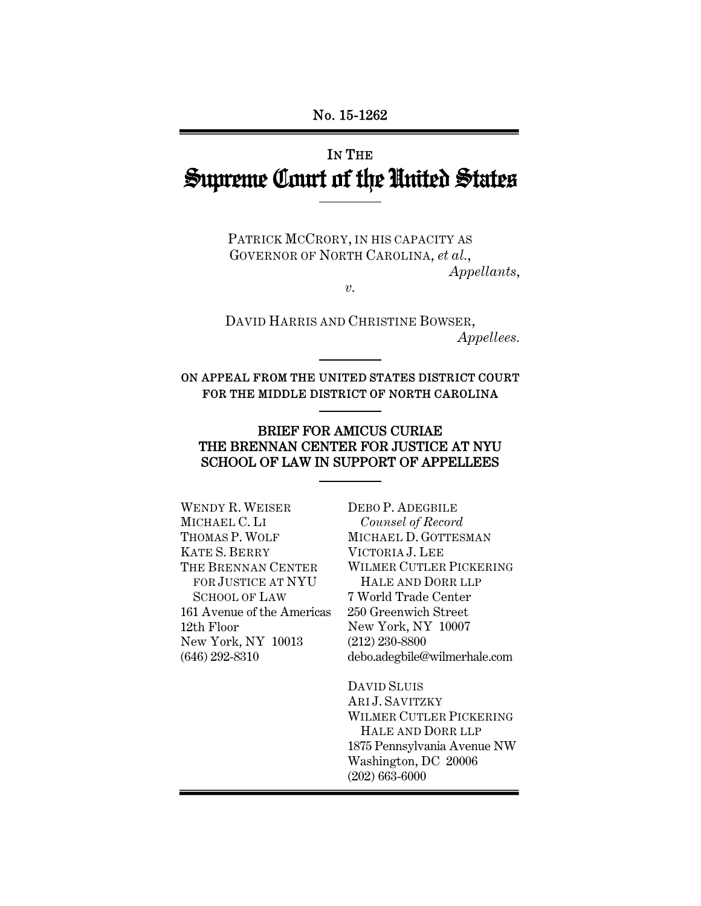No. 15-1262

IN THE

# Supreme Court of the United States

PATRICK MCCRORY, IN HIS CAPACITY AS GOVERNOR OF NORTH CAROLINA, *et al.*,

*Appellants*,

*v.*

DAVID HARRIS AND CHRISTINE BOWSER,

*Appellees*.

**ON APPEAL FROM THE UNITED STATES DISTRICT COURT FOR THE MIDDLE DISTRICT OF NORTH CAROLINA**

**BRIEF FOR AMICUS CURIAE THE BRENNAN CENTER FOR JUSTICE AT NYU SCHOOL OF LAW IN SUPPORT OF APPELLEES**

WENDY R. WEISER
MICHAEL C. LI
THOMAS P. WOLF
KATE S. BERRY
THE BRENNAN CENTER FOR JUSTICE AT NYU SCHOOL OF LAW
161 Avenue of the Americas
12th Floor
New York, NY 10013
(646) 292-8310

DEBO P. ADEGBILE
*Counsel of Record*
MICHAEL D. GOTTESMAN
VICTORIA J. LEE
WILMER CUTLER PICKERING HALE AND DORR LLP
7 World Trade Center
250 Greenwich Street
New York, NY 10007
(212) 230-8800
debo.adegbile@wilmerhale.com

DAVID SLUIS
ARI J. SAVITZKY
WILMER CUTLER PICKERING HALE AND DORR LLP
1875 Pennsylvania Avenue NW
Washington, DC 20006
(202) 663-6000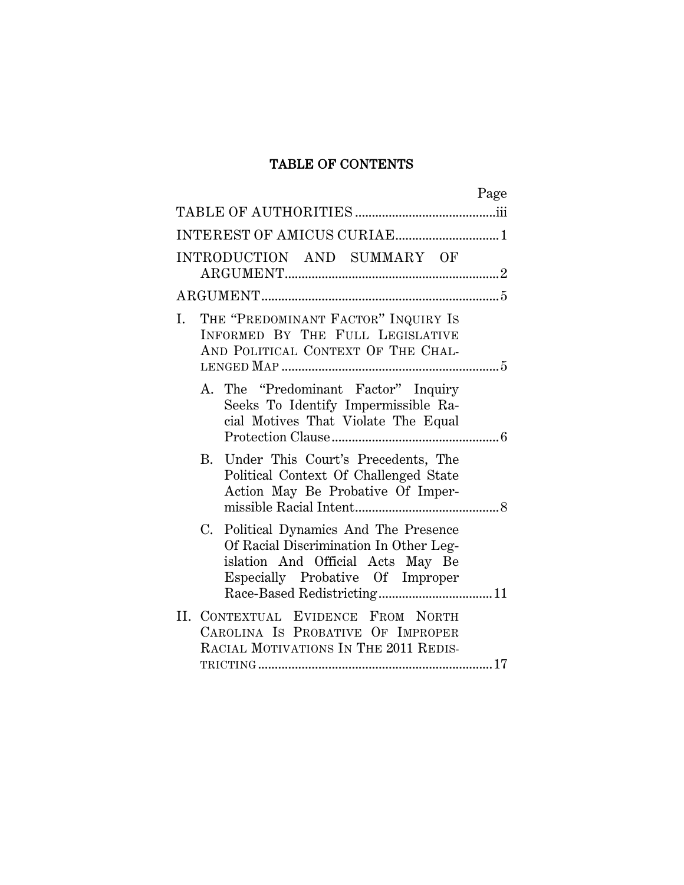# TABLE OF CONTENTS

| | Page |
|---|---|
| TABLE OF AUTHORITIES | iii |
| INTEREST OF AMICUS CURIAE | 1 |
| INTRODUCTION AND SUMMARY OF ARGUMENT | 2 |
| ARGUMENT | 5 |
| I. THE "PREDOMINANT FACTOR" INQUIRY IS INFORMED BY THE FULL LEGISLATIVE AND POLITICAL CONTEXT OF THE CHALLENGED MAP | 5 |
| A. The "Predominant Factor" Inquiry Seeks To Identify Impermissible Racial Motives That Violate The Equal Protection Clause | 6 |
| B. Under This Court's Precedents, The Political Context Of Challenged State Action May Be Probative Of Impermissible Racial Intent | 8 |
| C. Political Dynamics And The Presence Of Racial Discrimination In Other Legislation And Official Acts May Be Especially Probative Of Improper Race-Based Redistricting | 11 |
| II. CONTEXTUAL EVIDENCE FROM NORTH CAROLINA IS PROBATIVE OF IMPROPER RACIAL MOTIVATIONS IN THE 2011 REDISTRICTING | 17 |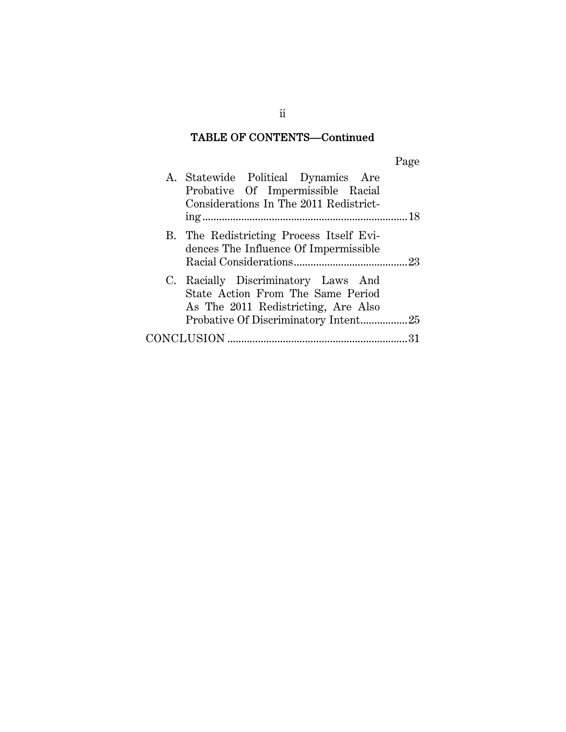## TABLE OF CONTENTS—Continued

| | Page |
|---|---|
| A. Statewide Political Dynamics Are Probative Of Impermissible Racial Considerations In The 2011 Redistricting | 18 |
| B. The Redistricting Process Itself Evidences The Influence Of Impermissible Racial Considerations | 23 |
| C. Racially Discriminatory Laws And State Action From The Same Period As The 2011 Redistricting, Are Also Probative Of Discriminatory Intent | 25 |
| CONCLUSION | 31 |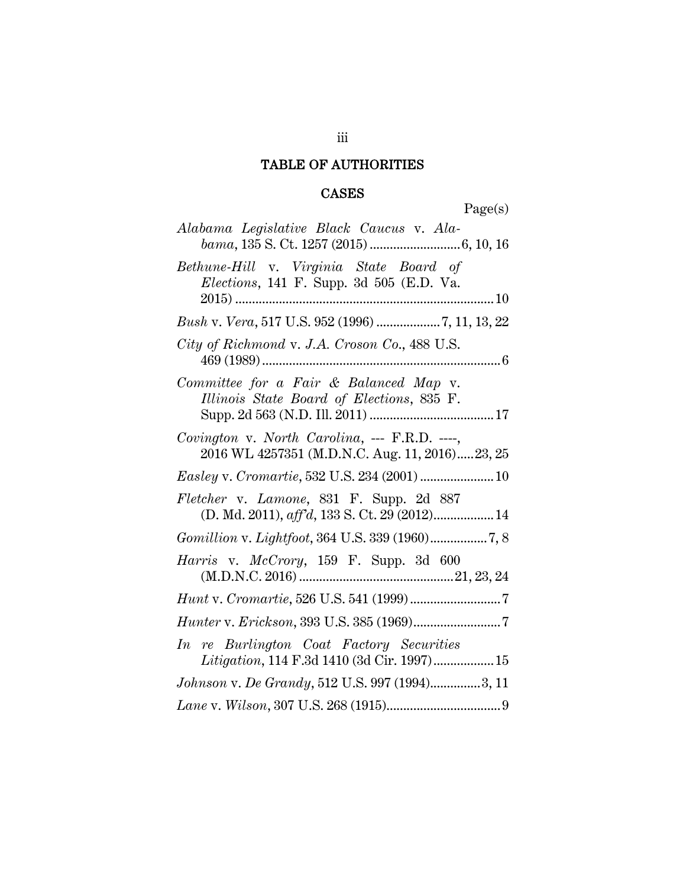## TABLE OF AUTHORITIES

### CASES

Page(s)

*Alabama Legislative Black Caucus* v. *Alabama*, 135 S. Ct. 1257 (2015) .......................... 6, 10, 16

*Bethune-Hill* v. *Virginia State Board of Elections*, 141 F. Supp. 3d 505 (E.D. Va. 2015) .......................... 10

*Bush* v. *Vera*, 517 U.S. 952 (1996) .................. 7, 11, 13, 22

*City of Richmond* v. *J.A. Croson Co.*, 488 U.S. 469 (1989) .......................... 6

*Committee for a Fair & Balanced Map* v. *Illinois State Board of Elections*, 835 F. Supp. 2d 563 (N.D. Ill. 2011) .......................... 17

*Covington* v. *North Carolina*, --- F.R.D. ----, 2016 WL 4257351 (M.D.N.C. Aug. 11, 2016) ..... 23, 25

*Easley* v. *Cromartie*, 532 U.S. 234 (2001) .......................... 10

*Fletcher* v. *Lamone*, 831 F. Supp. 2d 887 (D. Md. 2011), *aff'd*, 133 S. Ct. 29 (2012) .................. 14

*Gomillion* v. *Lightfoot*, 364 U.S. 339 (1960) ................. 7, 8

*Harris* v. *McCrory*, 159 F. Supp. 3d 600 (M.D.N.C. 2016) .......................... 21, 23, 24

*Hunt* v. *Cromartie*, 526 U.S. 541 (1999) .......................... 7

*Hunter* v. *Erickson*, 393 U.S. 385 (1969) .......................... 7

*In re Burlington Coat Factory Securities Litigation*, 114 F.3d 1410 (3d Cir. 1997) .................. 15

*Johnson* v. *De Grandy*, 512 U.S. 997 (1994) ............... 3, 11

*Lane* v. *Wilson*, 307 U.S. 268 (1915) .......................... 9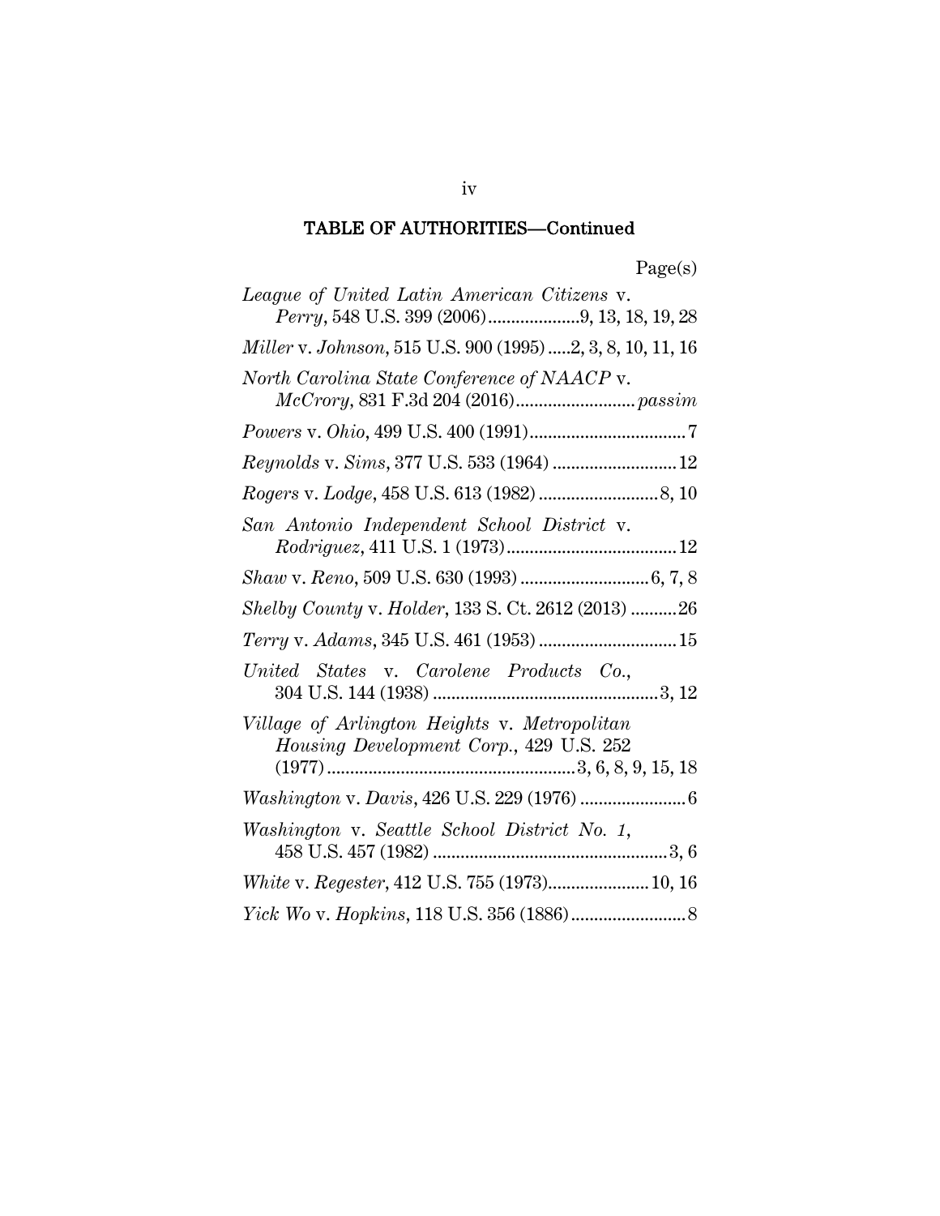## TABLE OF AUTHORITIES—Continued

Page(s)

*League of United Latin American Citizens* v. *Perry*, 548 U.S. 399 (2006)....................9, 13, 18, 19, 28

*Miller* v. *Johnson*, 515 U.S. 900 (1995).....2, 3, 8, 10, 11, 16

*North Carolina State Conference of NAACP* v. *McCrory,* 831 F.3d 204 (2016).......................... *passim*

*Powers* v. *Ohio*, 499 U.S. 400 (1991)..................................7

*Reynolds* v. *Sims*, 377 U.S. 533 (1964) ...........................12

*Rogers* v. *Lodge*, 458 U.S. 613 (1982) ..........................8, 10

*San Antonio Independent School District* v. *Rodriguez*, 411 U.S. 1 (1973).....................................12

*Shaw* v. *Reno*, 509 U.S. 630 (1993) ............................6, 7, 8

*Shelby County* v. *Holder*, 133 S. Ct. 2612 (2013) ..........26

*Terry* v. *Adams*, 345 U.S. 461 (1953) ..............................15

*United States* v. *Carolene Products Co.*, 304 U.S. 144 (1938) .................................................3, 12

*Village of Arlington Heights* v. *Metropolitan Housing Development Corp.*, 429 U.S. 252 (1977)......................................................3, 6, 8, 9, 15, 18

*Washington* v. *Davis*, 426 U.S. 229 (1976) .......................6

*Washington* v. *Seattle School District No. 1*, 458 U.S. 457 (1982) ...................................................3, 6

*White* v. *Regester*, 412 U.S. 755 (1973)......................10, 16

*Yick Wo* v. *Hopkins*, 118 U.S. 356 (1886).........................8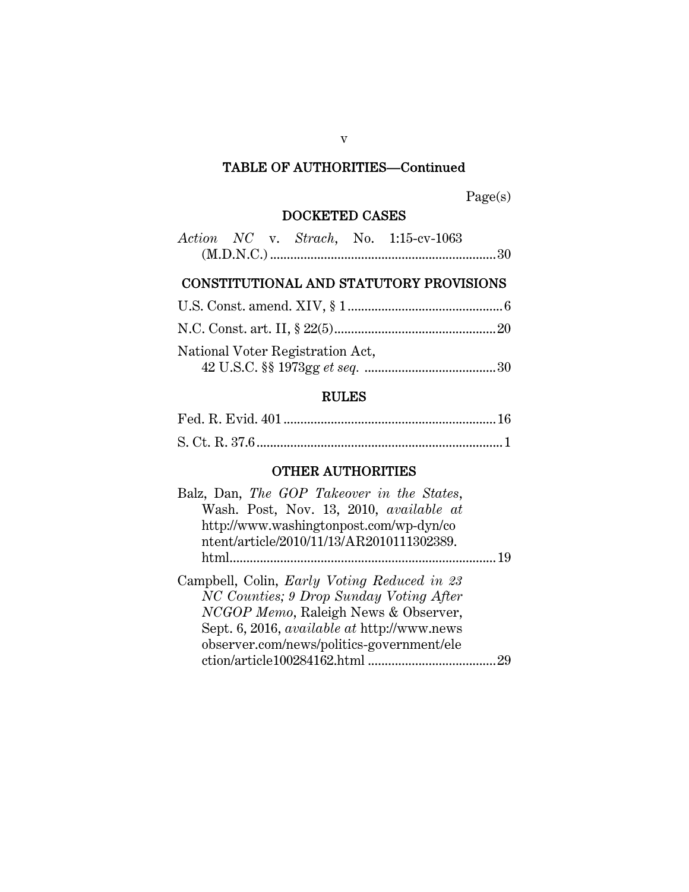## TABLE OF AUTHORITIES—Continued

Page(s)

### DOCKETED CASES

*Action NC* v. *Strach*, No. 1:15-cv-1063 (M.D.N.C.) .................................................................. 30

### CONSTITUTIONAL AND STATUTORY PROVISIONS

U.S. Const. amend. XIV, § 1 ............................................. 6

N.C. Const. art. II, § 22(5) ................................................ 20

National Voter Registration Act, 42 U.S.C. §§ 1973gg *et seq.* ...................................... 30

### RULES

Fed. R. Evid. 401 ............................................................. 16

S. Ct. R. 37.6 ........................................................................ 1

### OTHER AUTHORITIES

Balz, Dan, *The GOP Takeover in the States*, Wash. Post, Nov. 13, 2010, *available at* http://www.washingtonpost.com/wp-dyn/content/article/2010/11/13/AR2010111302389.html ............................................................................ 19

Campbell, Colin, *Early Voting Reduced in 23 NC Counties; 9 Drop Sunday Voting After NCGOP Memo*, Raleigh News & Observer, Sept. 6, 2016, *available at* http://www.newsobserver.com/news/politics-government/election/article100284162.html ...................................... 29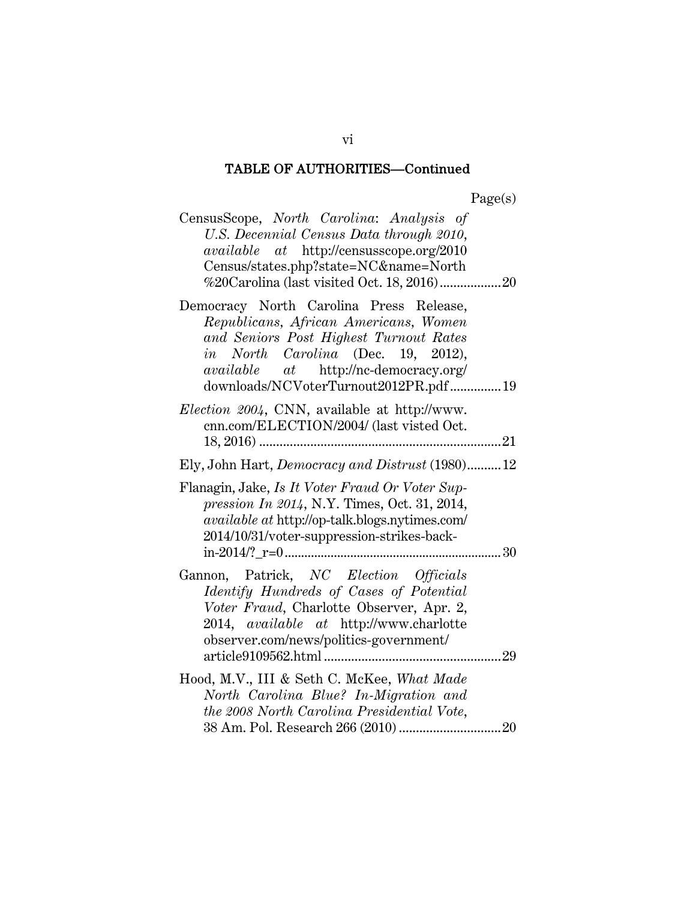## TABLE OF AUTHORITIES—Continued

Page(s)

CensusScope, *North Carolina: Analysis of U.S. Decennial Census Data through 2010*, *available at* http://censusscope.org/2010Census/states.php?state=NC&name=North%20Carolina (last visited Oct. 18, 2016) .................. 20

Democracy North Carolina Press Release, *Republicans, African Americans, Women and Seniors Post Highest Turnout Rates in North Carolina* (Dec. 19, 2012), *available at* http://nc-democracy.org/downloads/NCVoterTurnout2012PR.pdf ............... 19

*Election 2004*, CNN, available at http://www.cnn.com/ELECTION/2004/ (last visted Oct. 18, 2016) ........................................................................ 21

Ely, John Hart, *Democracy and Distrust* (1980).......... 12

Flanagin, Jake, *Is It Voter Fraud Or Voter Suppression In 2014*, N.Y. Times, Oct. 31, 2014, *available at* http://op-talk.blogs.nytimes.com/2014/10/31/voter-suppression-strikes-back-in-2014/?_r=0 ................................................................. 30

Gannon, Patrick, *NC Election Officials Identify Hundreds of Cases of Potential Voter Fraud*, Charlotte Observer, Apr. 2, 2014, *available at* http://www.charlotteobserver.com/news/politics-government/article9109562.html .................................................... 29

Hood, M.V., III & Seth C. McKee, *What Made North Carolina Blue? In-Migration and the 2008 North Carolina Presidential Vote*, 38 Am. Pol. Research 266 (2010) .............................. 20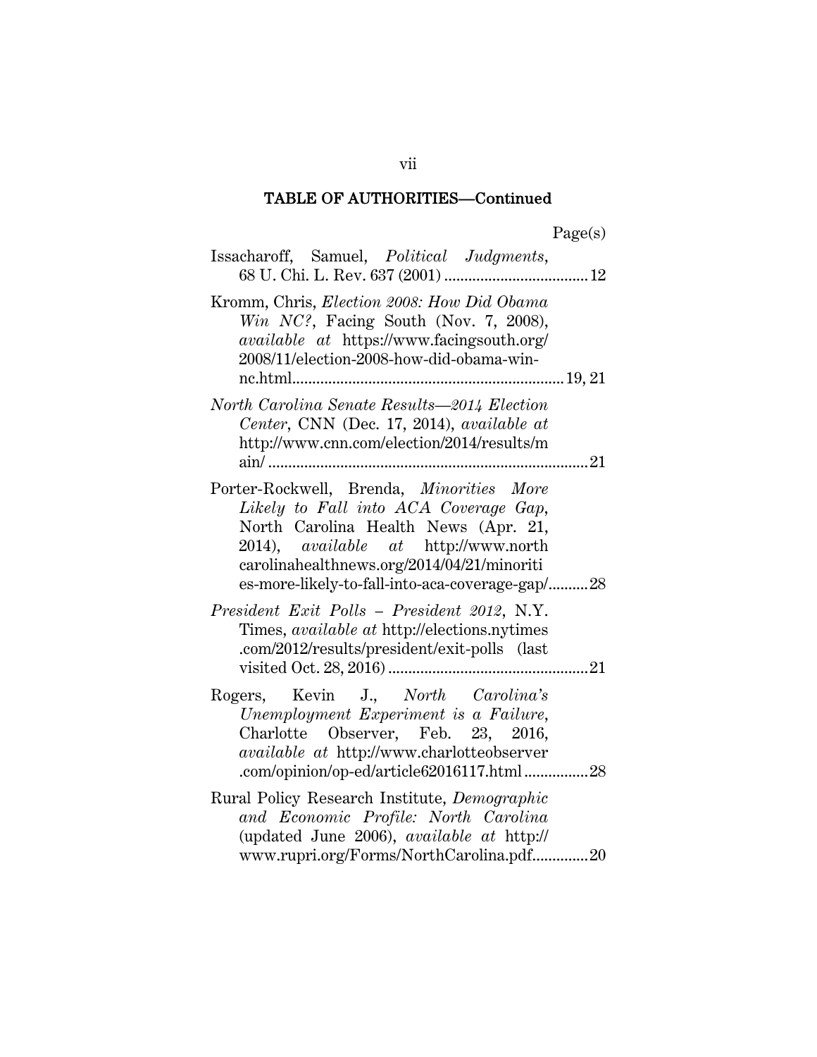## TABLE OF AUTHORITIES—Continued

Page(s)

Issacharoff, Samuel, *Political Judgments*, 68 U. Chi. L. Rev. 637 (2001) .................................... 12

Kromm, Chris, *Election 2008: How Did Obama Win NC?*, Facing South (Nov. 7, 2008), *available at* https://www.facingsouth.org/2008/11/election-2008-how-did-obama-win-nc.html.................................................................... 19, 21

*North Carolina Senate Results—2014 Election Center*, CNN (Dec. 17, 2014), *available at* http://www.cnn.com/election/2014/results/main/ .............................................................................. 21

Porter-Rockwell, Brenda, *Minorities More Likely to Fall into ACA Coverage Gap*, North Carolina Health News (Apr. 21, 2014), *available at* http://www.northcarolinahealthnews.org/2014/04/21/minorities-more-likely-to-fall-into-aca-coverage-gap/.......... 28

*President Exit Polls – President 2012*, N.Y. Times, *available at* http://elections.nytimes.com/2012/results/president/exit-polls (last visited Oct. 28, 2016) .................................................. 21

Rogers, Kevin J., *North Carolina's Unemployment Experiment is a Failure*, Charlotte Observer, Feb. 23, 2016, *available at* http://www.charlotteobserver.com/opinion/op-ed/article62016117.html ................ 28

Rural Policy Research Institute, *Demographic and Economic Profile: North Carolina* (updated June 2006), *available at* http://www.rupri.org/Forms/NorthCarolina.pdf.............. 20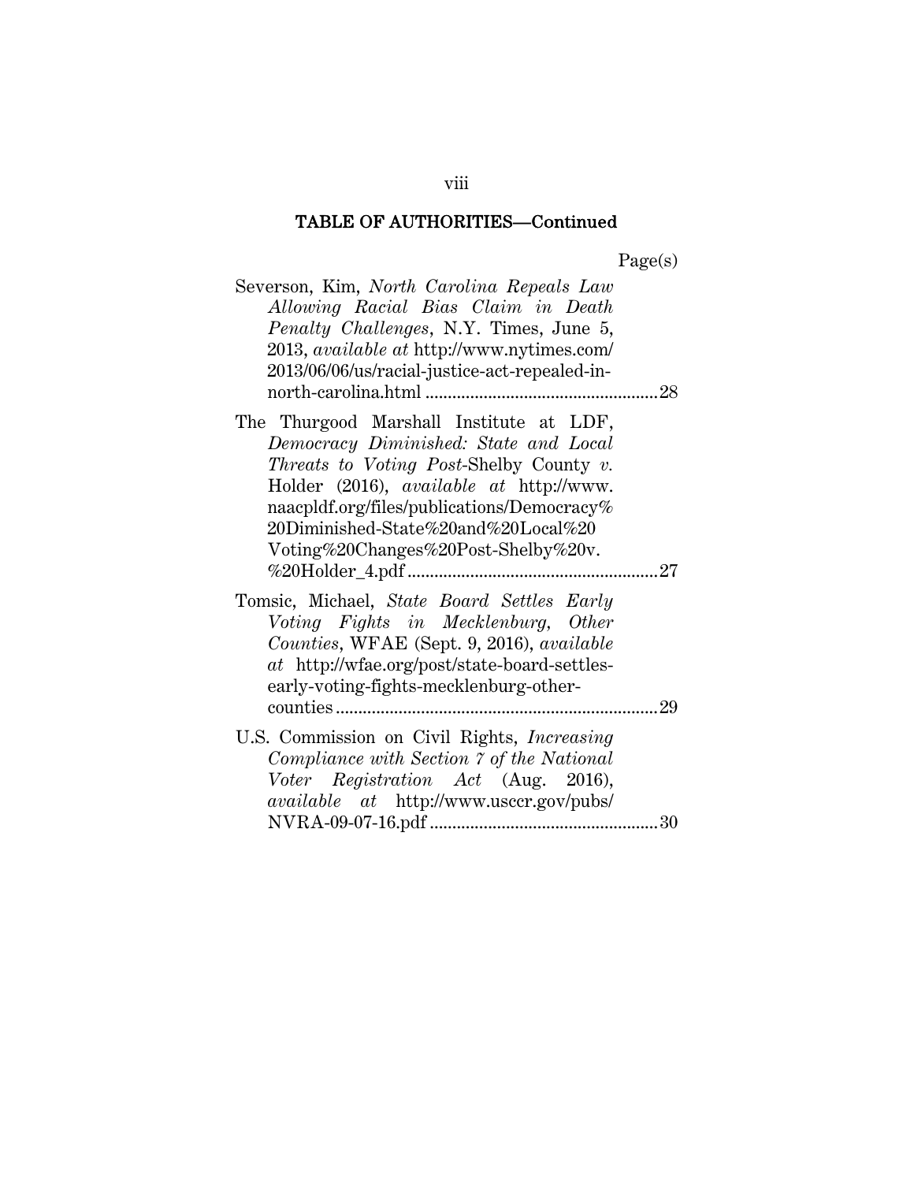## TABLE OF AUTHORITIES—Continued

Page(s)

Severson, Kim, *North Carolina Repeals Law Allowing Racial Bias Claim in Death Penalty Challenges*, N.Y. Times, June 5, 2013, *available at* http://www.nytimes.com/2013/06/06/us/racial-justice-act-repealed-in-north-carolina.html .................................................... 28

The Thurgood Marshall Institute at LDF, *Democracy Diminished: State and Local Threats to Voting Post-*Shelby County *v.* Holder (2016), *available at* http://www.naacpldf.org/files/publications/Democracy%20Diminished-State%20and%20Local%20Voting%20Changes%20Post-Shelby%20v.%20Holder_4.pdf ........................................................ 27

Tomsic, Michael, *State Board Settles Early Voting Fights in Mecklenburg, Other Counties*, WFAE (Sept. 9, 2016), *available at* http://wfae.org/post/state-board-settles-early-voting-fights-mecklenburg-other-counties ....................................................................... 29

U.S. Commission on Civil Rights, *Increasing Compliance with Section 7 of the National Voter Registration Act* (Aug. 2016), *available at* http://www.usccr.gov/pubs/NVRA-09-07-16.pdf ................................................... 30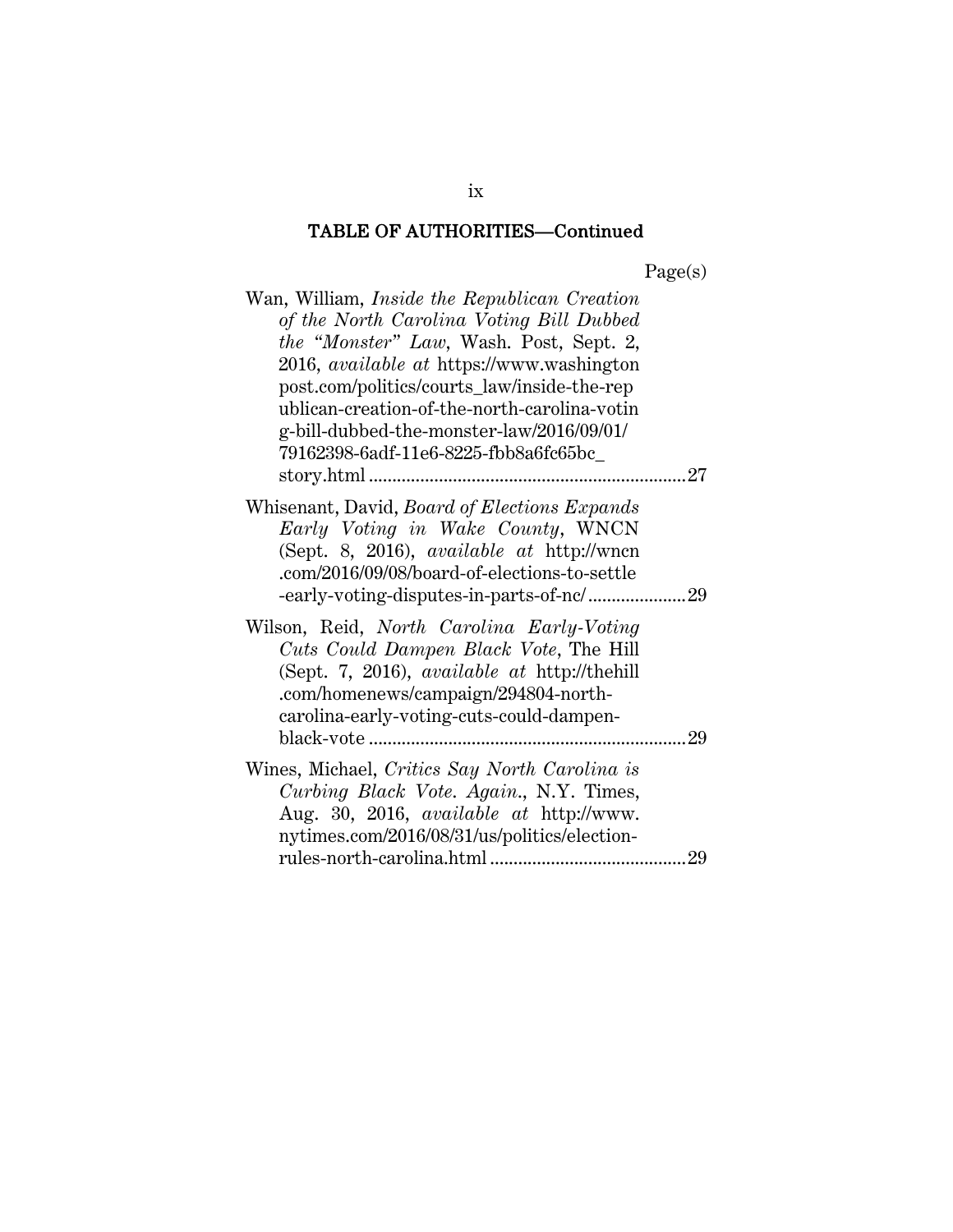## TABLE OF AUTHORITIES—Continued

Page(s)

Wan, William, *Inside the Republican Creation of the North Carolina Voting Bill Dubbed the "Monster" Law*, Wash. Post, Sept. 2, 2016, *available at* https://www.washingtonpost.com/politics/courts_law/inside-the-republican-creation-of-the-north-carolina-voting-bill-dubbed-the-monster-law/2016/09/01/79162398-6adf-11e6-8225-fbb8a6fc65bc_story.html ........................................................................ 27

Whisenant, David, *Board of Elections Expands Early Voting in Wake County*, WNCN (Sept. 8, 2016), *available at* http://wncn.com/2016/09/08/board-of-elections-to-settle-early-voting-disputes-in-parts-of-nc/ .................... 29

Wilson, Reid, *North Carolina Early-Voting Cuts Could Dampen Black Vote*, The Hill (Sept. 7, 2016), *available at* http://thehill.com/homenews/campaign/294804-north-carolina-early-voting-cuts-could-dampen-black-vote ........................................................................ 29

Wines, Michael, *Critics Say North Carolina is Curbing Black Vote. Again.*, N.Y. Times, Aug. 30, 2016, *available at* http://www.nytimes.com/2016/08/31/us/politics/election-rules-north-carolina.html .......................................... 29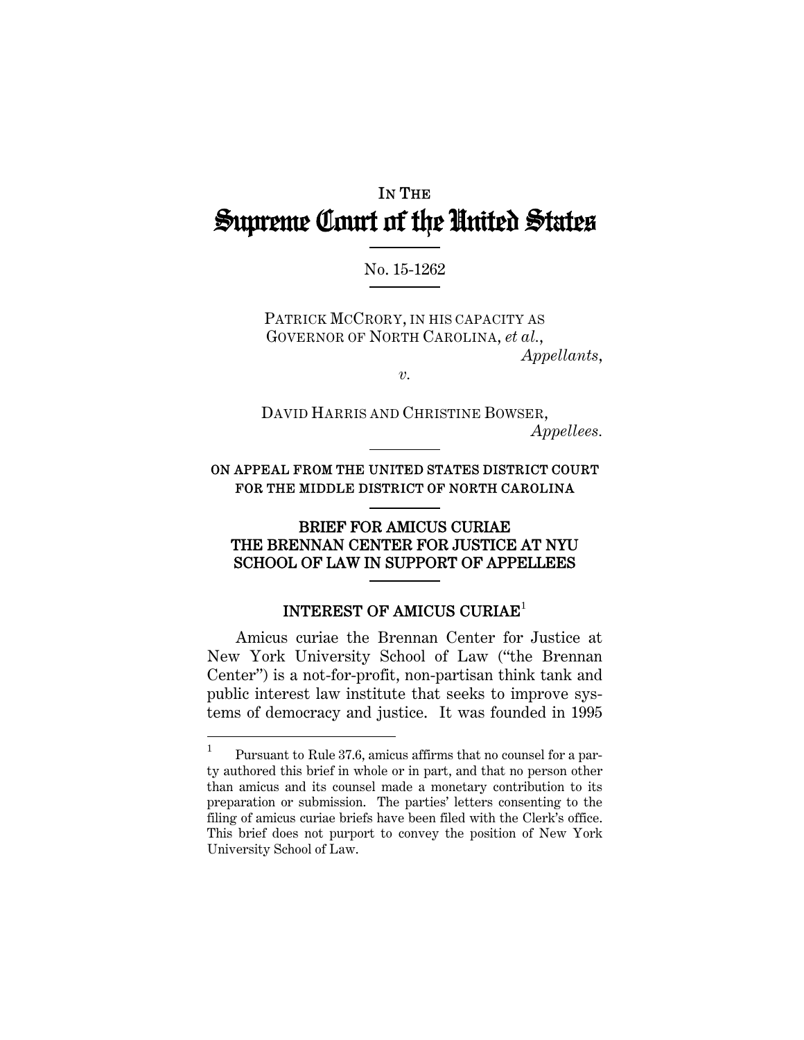IN THE

# Supreme Court of the United States

No. 15-1262

PATRICK MCCRORY, IN HIS CAPACITY AS GOVERNOR OF NORTH CAROLINA, *et al.*,
*Appellants*,

*v.*

DAVID HARRIS AND CHRISTINE BOWSER,
*Appellees.*

ON APPEAL FROM THE UNITED STATES DISTRICT COURT FOR THE MIDDLE DISTRICT OF NORTH CAROLINA

## BRIEF FOR AMICUS CURIAE THE BRENNAN CENTER FOR JUSTICE AT NYU SCHOOL OF LAW IN SUPPORT OF APPELLEES

## INTEREST OF AMICUS CURIAE[1]

Amicus curiae the Brennan Center for Justice at New York University School of Law ("the Brennan Center") is a not-for-profit, non-partisan think tank and public interest law institute that seeks to improve systems of democracy and justice. It was founded in 1995

[1] Pursuant to Rule 37.6, amicus affirms that no counsel for a party authored this brief in whole or in part, and that no person other than amicus and its counsel made a monetary contribution to its preparation or submission. The parties' letters consenting to the filing of amicus curiae briefs have been filed with the Clerk's office. This brief does not purport to convey the position of New York University School of Law.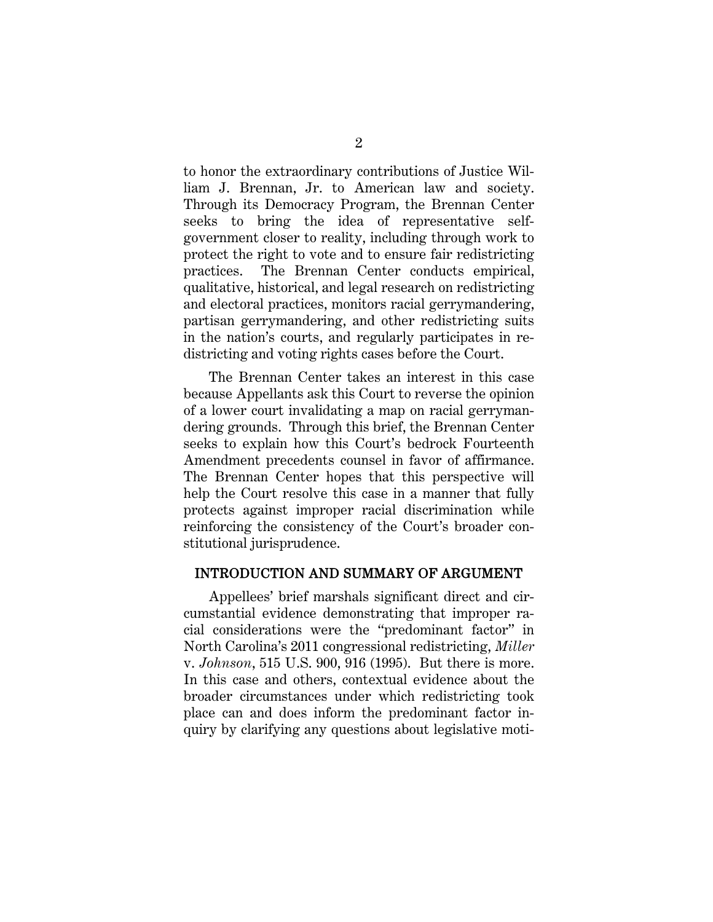to honor the extraordinary contributions of Justice William J. Brennan, Jr. to American law and society. Through its Democracy Program, the Brennan Center seeks to bring the idea of representative self-government closer to reality, including through work to protect the right to vote and to ensure fair redistricting practices. The Brennan Center conducts empirical, qualitative, historical, and legal research on redistricting and electoral practices, monitors racial gerrymandering, partisan gerrymandering, and other redistricting suits in the nation's courts, and regularly participates in redistricting and voting rights cases before the Court.

The Brennan Center takes an interest in this case because Appellants ask this Court to reverse the opinion of a lower court invalidating a map on racial gerrymandering grounds. Through this brief, the Brennan Center seeks to explain how this Court's bedrock Fourteenth Amendment precedents counsel in favor of affirmance. The Brennan Center hopes that this perspective will help the Court resolve this case in a manner that fully protects against improper racial discrimination while reinforcing the consistency of the Court's broader constitutional jurisprudence.

## INTRODUCTION AND SUMMARY OF ARGUMENT

Appellees' brief marshals significant direct and circumstantial evidence demonstrating that improper racial considerations were the "predominant factor" in North Carolina's 2011 congressional redistricting, *Miller* v. *Johnson*, 515 U.S. 900, 916 (1995). But there is more. In this case and others, contextual evidence about the broader circumstances under which redistricting took place can and does inform the predominant factor inquiry by clarifying any questions about legislative moti-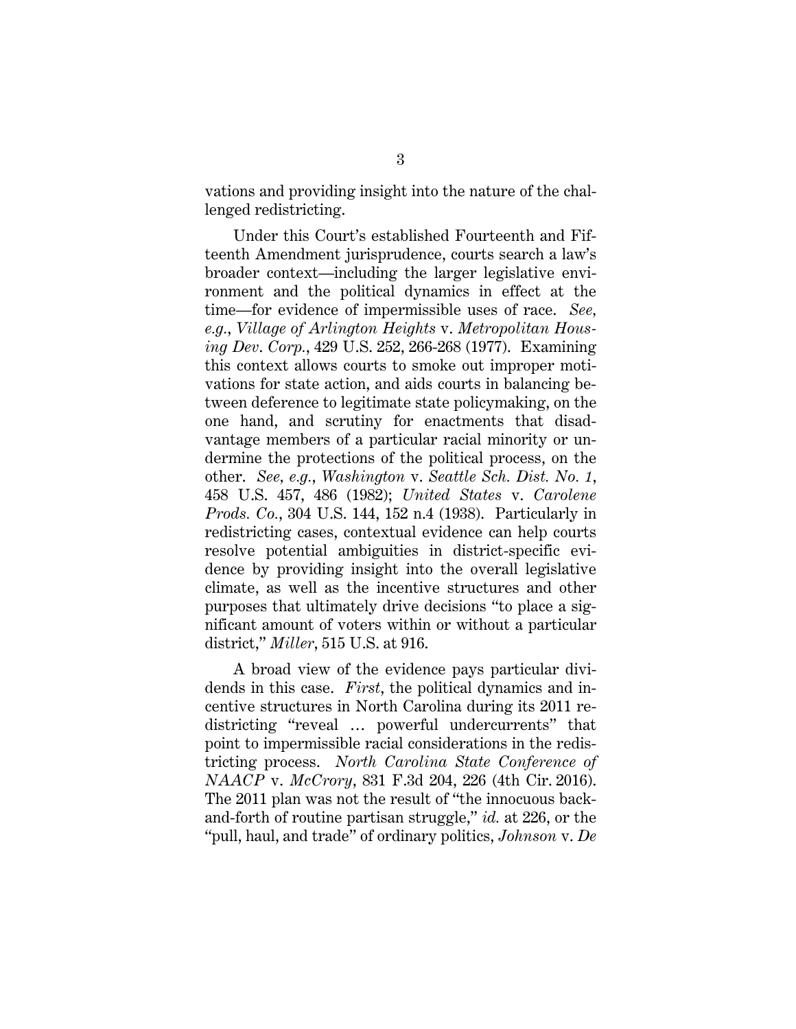vations and providing insight into the nature of the challenged redistricting.

Under this Court's established Fourteenth and Fifteenth Amendment jurisprudence, courts search a law's broader context—including the larger legislative environment and the political dynamics in effect at the time—for evidence of impermissible uses of race. *See, e.g.*, *Village of Arlington Heights* v. *Metropolitan Housing Dev. Corp.*, 429 U.S. 252, 266-268 (1977). Examining this context allows courts to smoke out improper motivations for state action, and aids courts in balancing between deference to legitimate state policymaking, on the one hand, and scrutiny for enactments that disadvantage members of a particular racial minority or undermine the protections of the political process, on the other. *See, e.g.*, *Washington* v. *Seattle Sch. Dist. No. 1*, 458 U.S. 457, 486 (1982); *United States* v. *Carolene Prods. Co.*, 304 U.S. 144, 152 n.4 (1938). Particularly in redistricting cases, contextual evidence can help courts resolve potential ambiguities in district-specific evidence by providing insight into the overall legislative climate, as well as the incentive structures and other purposes that ultimately drive decisions "to place a significant amount of voters within or without a particular district," *Miller*, 515 U.S. at 916.

A broad view of the evidence pays particular dividends in this case. *First*, the political dynamics and incentive structures in North Carolina during its 2011 redistricting "reveal … powerful undercurrents" that point to impermissible racial considerations in the redistricting process. *North Carolina State Conference of NAACP* v. *McCrory*, 831 F.3d 204, 226 (4th Cir. 2016). The 2011 plan was not the result of "the innocuous back-and-forth of routine partisan struggle," *id.* at 226, or the "pull, haul, and trade" of ordinary politics, *Johnson* v. *De*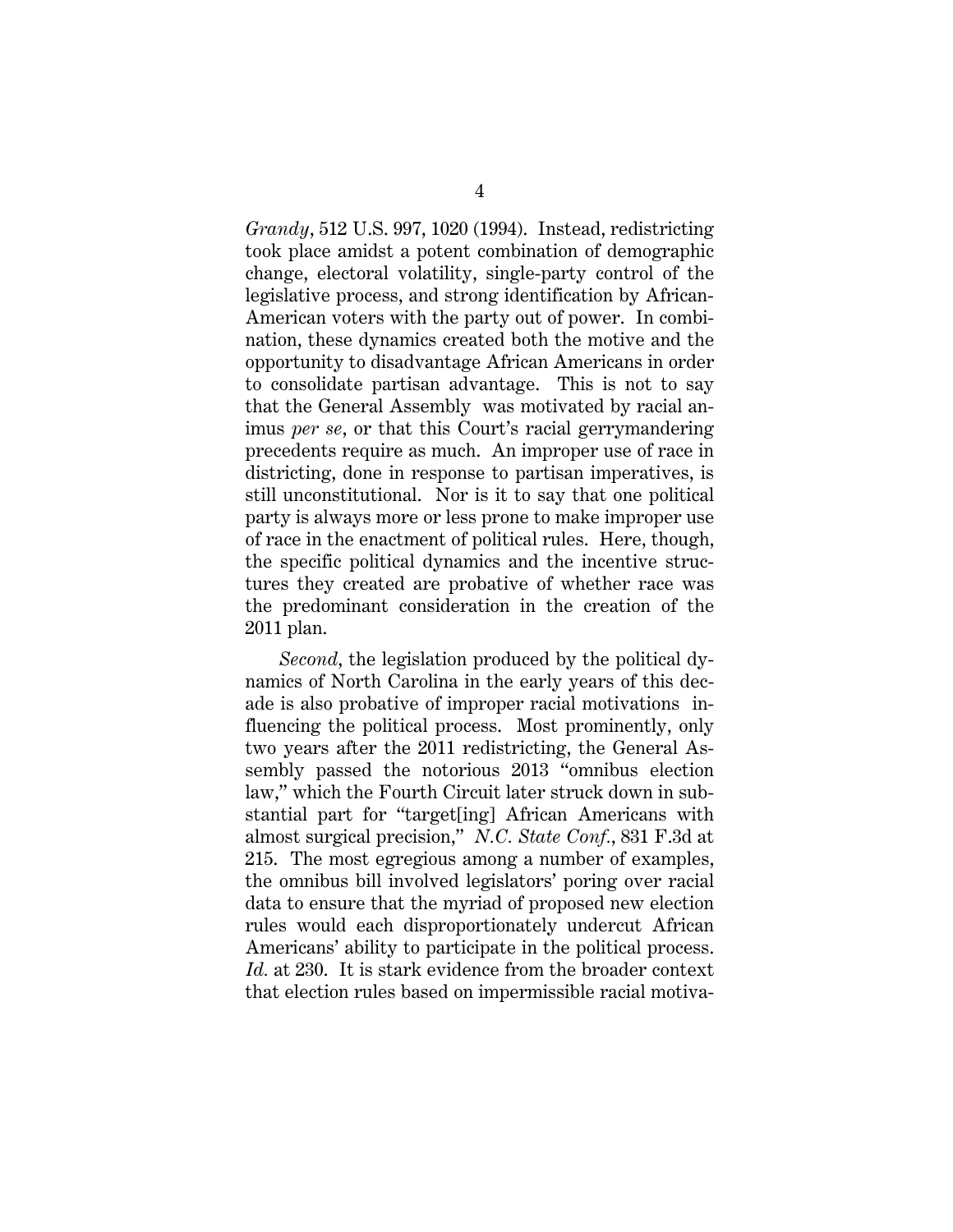*Grandy*, 512 U.S. 997, 1020 (1994). Instead, redistricting took place amidst a potent combination of demographic change, electoral volatility, single-party control of the legislative process, and strong identification by African-American voters with the party out of power. In combination, these dynamics created both the motive and the opportunity to disadvantage African Americans in order to consolidate partisan advantage. This is not to say that the General Assembly was motivated by racial animus *per se*, or that this Court's racial gerrymandering precedents require as much. An improper use of race in districting, done in response to partisan imperatives, is still unconstitutional. Nor is it to say that one political party is always more or less prone to make improper use of race in the enactment of political rules. Here, though, the specific political dynamics and the incentive structures they created are probative of whether race was the predominant consideration in the creation of the 2011 plan.

*Second*, the legislation produced by the political dynamics of North Carolina in the early years of this decade is also probative of improper racial motivations influencing the political process. Most prominently, only two years after the 2011 redistricting, the General Assembly passed the notorious 2013 "omnibus election law," which the Fourth Circuit later struck down in substantial part for "target[ing] African Americans with almost surgical precision," *N.C. State Conf.*, 831 F.3d at 215. The most egregious among a number of examples, the omnibus bill involved legislators' poring over racial data to ensure that the myriad of proposed new election rules would each disproportionately undercut African Americans' ability to participate in the political process. *Id.* at 230. It is stark evidence from the broader context that election rules based on impermissible racial motiva-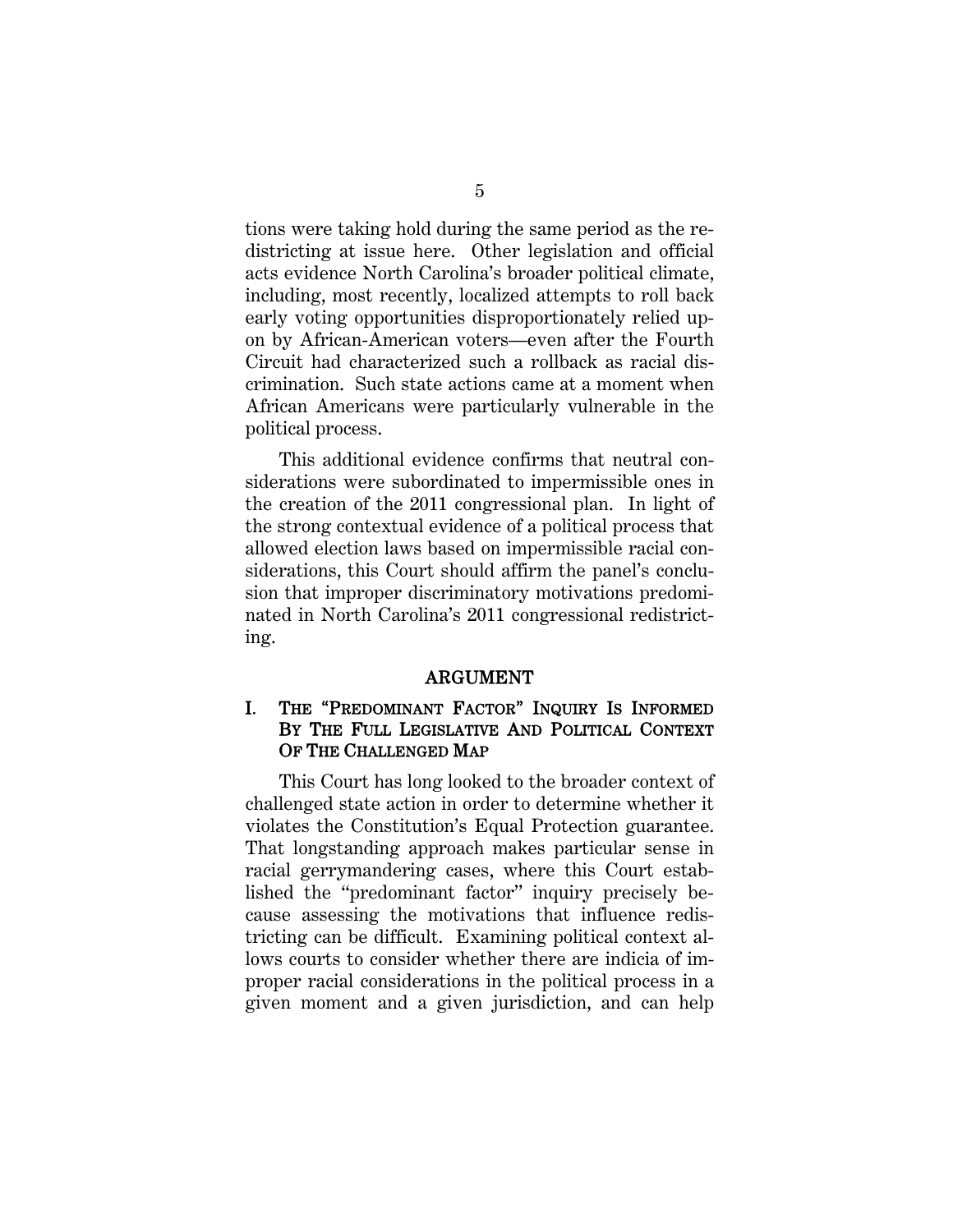tions were taking hold during the same period as the redistricting at issue here. Other legislation and official acts evidence North Carolina's broader political climate, including, most recently, localized attempts to roll back early voting opportunities disproportionately relied upon by African-American voters—even after the Fourth Circuit had characterized such a rollback as racial discrimination. Such state actions came at a moment when African Americans were particularly vulnerable in the political process.

This additional evidence confirms that neutral considerations were subordinated to impermissible ones in the creation of the 2011 congressional plan. In light of the strong contextual evidence of a political process that allowed election laws based on impermissible racial considerations, this Court should affirm the panel's conclusion that improper discriminatory motivations predominated in North Carolina's 2011 congressional redistricting.

## ARGUMENT

### I. THE "PREDOMINANT FACTOR" INQUIRY IS INFORMED BY THE FULL LEGISLATIVE AND POLITICAL CONTEXT OF THE CHALLENGED MAP

This Court has long looked to the broader context of challenged state action in order to determine whether it violates the Constitution's Equal Protection guarantee. That longstanding approach makes particular sense in racial gerrymandering cases, where this Court established the "predominant factor" inquiry precisely because assessing the motivations that influence redistricting can be difficult. Examining political context allows courts to consider whether there are indicia of improper racial considerations in the political process in a given moment and a given jurisdiction, and can help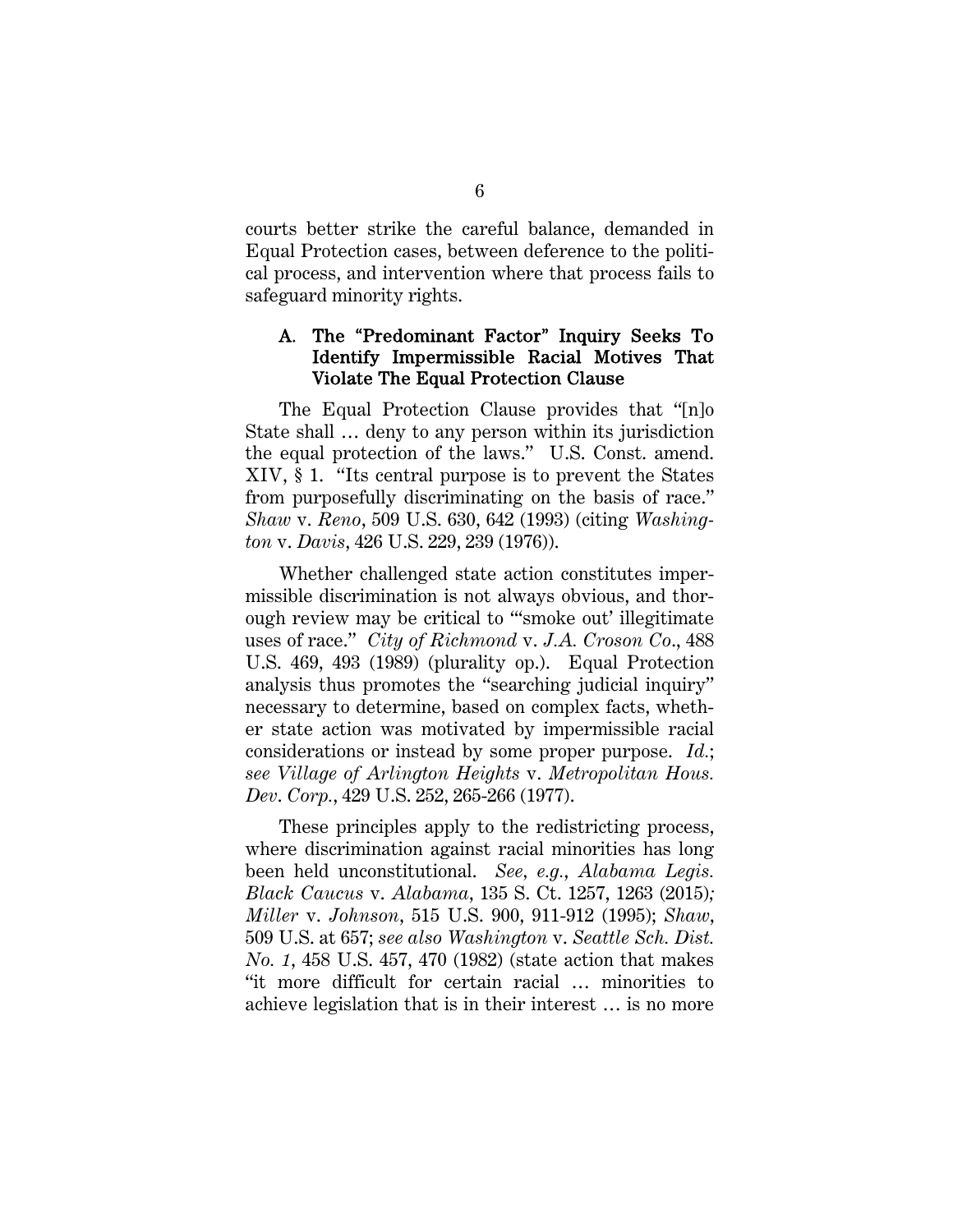courts better strike the careful balance, demanded in Equal Protection cases, between deference to the political process, and intervention where that process fails to safeguard minority rights.

### A. The "Predominant Factor" Inquiry Seeks To Identify Impermissible Racial Motives That Violate The Equal Protection Clause

The Equal Protection Clause provides that "[n]o State shall … deny to any person within its jurisdiction the equal protection of the laws." U.S. Const. amend. XIV, § 1. "Its central purpose is to prevent the States from purposefully discriminating on the basis of race." *Shaw* v. *Reno*, 509 U.S. 630, 642 (1993) (citing *Washington* v. *Davis*, 426 U.S. 229, 239 (1976)).

Whether challenged state action constitutes impermissible discrimination is not always obvious, and thorough review may be critical to "'smoke out' illegitimate uses of race." *City of Richmond* v. *J.A. Croson Co.*, 488 U.S. 469, 493 (1989) (plurality op.). Equal Protection analysis thus promotes the "searching judicial inquiry" necessary to determine, based on complex facts, whether state action was motivated by impermissible racial considerations or instead by some proper purpose. *Id.*; *see Village of Arlington Heights* v. *Metropolitan Hous. Dev. Corp.*, 429 U.S. 252, 265-266 (1977).

These principles apply to the redistricting process, where discrimination against racial minorities has long been held unconstitutional. *See, e.g.*, *Alabama Legis. Black Caucus* v. *Alabama*, 135 S. Ct. 1257, 1263 (2015); *Miller* v. *Johnson*, 515 U.S. 900, 911-912 (1995); *Shaw*, 509 U.S. at 657; *see also Washington* v. *Seattle Sch. Dist. No. 1*, 458 U.S. 457, 470 (1982) (state action that makes "it more difficult for certain racial … minorities to achieve legislation that is in their interest … is no more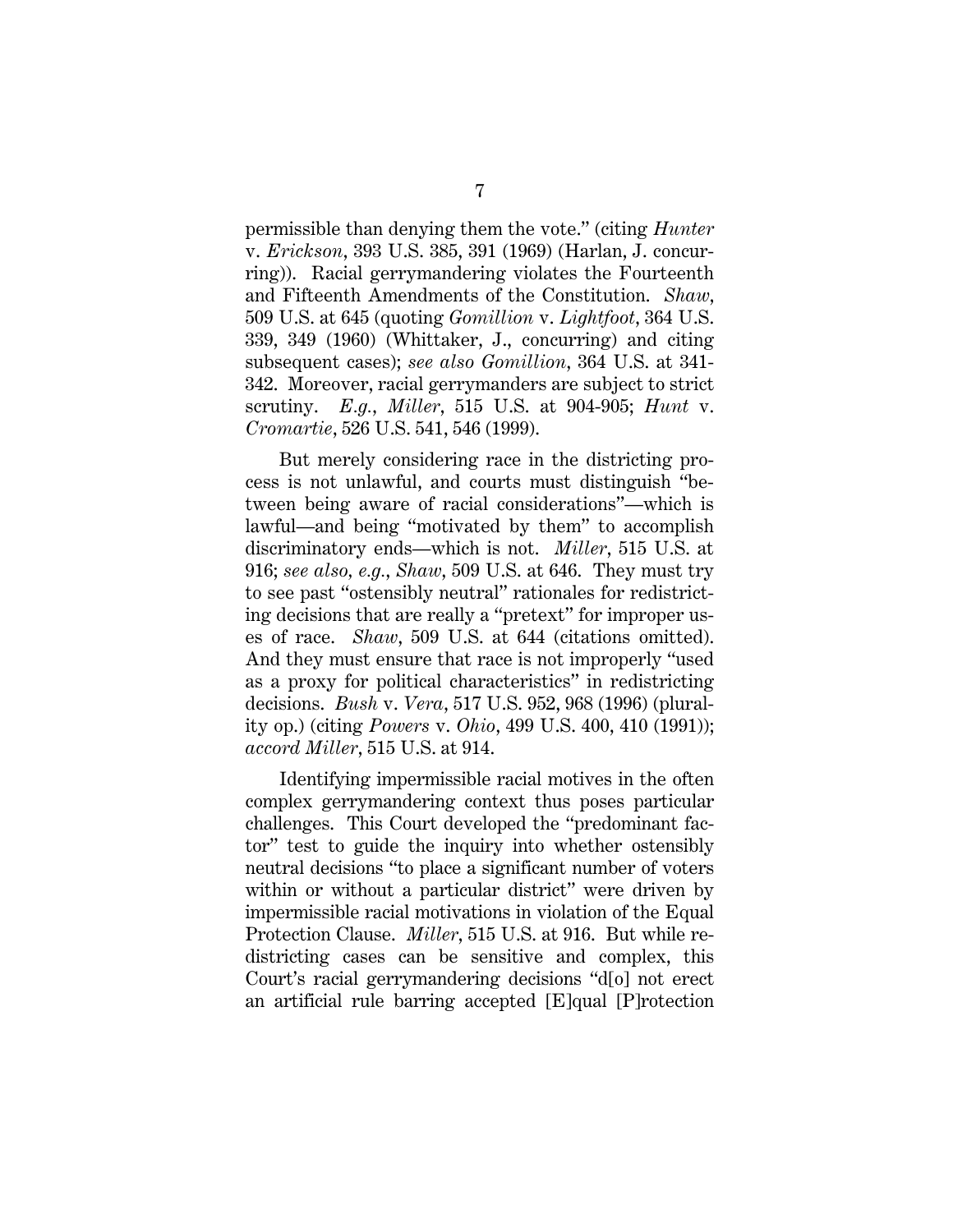permissible than denying them the vote." (citing *Hunter* v. *Erickson*, 393 U.S. 385, 391 (1969) (Harlan, J. concurring)). Racial gerrymandering violates the Fourteenth and Fifteenth Amendments of the Constitution. *Shaw*, 509 U.S. at 645 (quoting *Gomillion* v. *Lightfoot*, 364 U.S. 339, 349 (1960) (Whittaker, J., concurring) and citing subsequent cases); *see also Gomillion*, 364 U.S. at 341-342. Moreover, racial gerrymanders are subject to strict scrutiny. *E.g.*, *Miller*, 515 U.S. at 904-905; *Hunt* v. *Cromartie*, 526 U.S. 541, 546 (1999).

But merely considering race in the districting process is not unlawful, and courts must distinguish "between being aware of racial considerations"—which is lawful—and being "motivated by them" to accomplish discriminatory ends—which is not. *Miller*, 515 U.S. at 916; *see also, e.g.*, *Shaw*, 509 U.S. at 646. They must try to see past "ostensibly neutral" rationales for redistricting decisions that are really a "pretext" for improper uses of race. *Shaw*, 509 U.S. at 644 (citations omitted). And they must ensure that race is not improperly "used as a proxy for political characteristics" in redistricting decisions. *Bush* v. *Vera*, 517 U.S. 952, 968 (1996) (plurality op.) (citing *Powers* v. *Ohio*, 499 U.S. 400, 410 (1991)); *accord Miller*, 515 U.S. at 914.

Identifying impermissible racial motives in the often complex gerrymandering context thus poses particular challenges. This Court developed the "predominant factor" test to guide the inquiry into whether ostensibly neutral decisions "to place a significant number of voters within or without a particular district" were driven by impermissible racial motivations in violation of the Equal Protection Clause. *Miller*, 515 U.S. at 916. But while redistricting cases can be sensitive and complex, this Court's racial gerrymandering decisions "d[o] not erect an artificial rule barring accepted [E]qual [P]rotection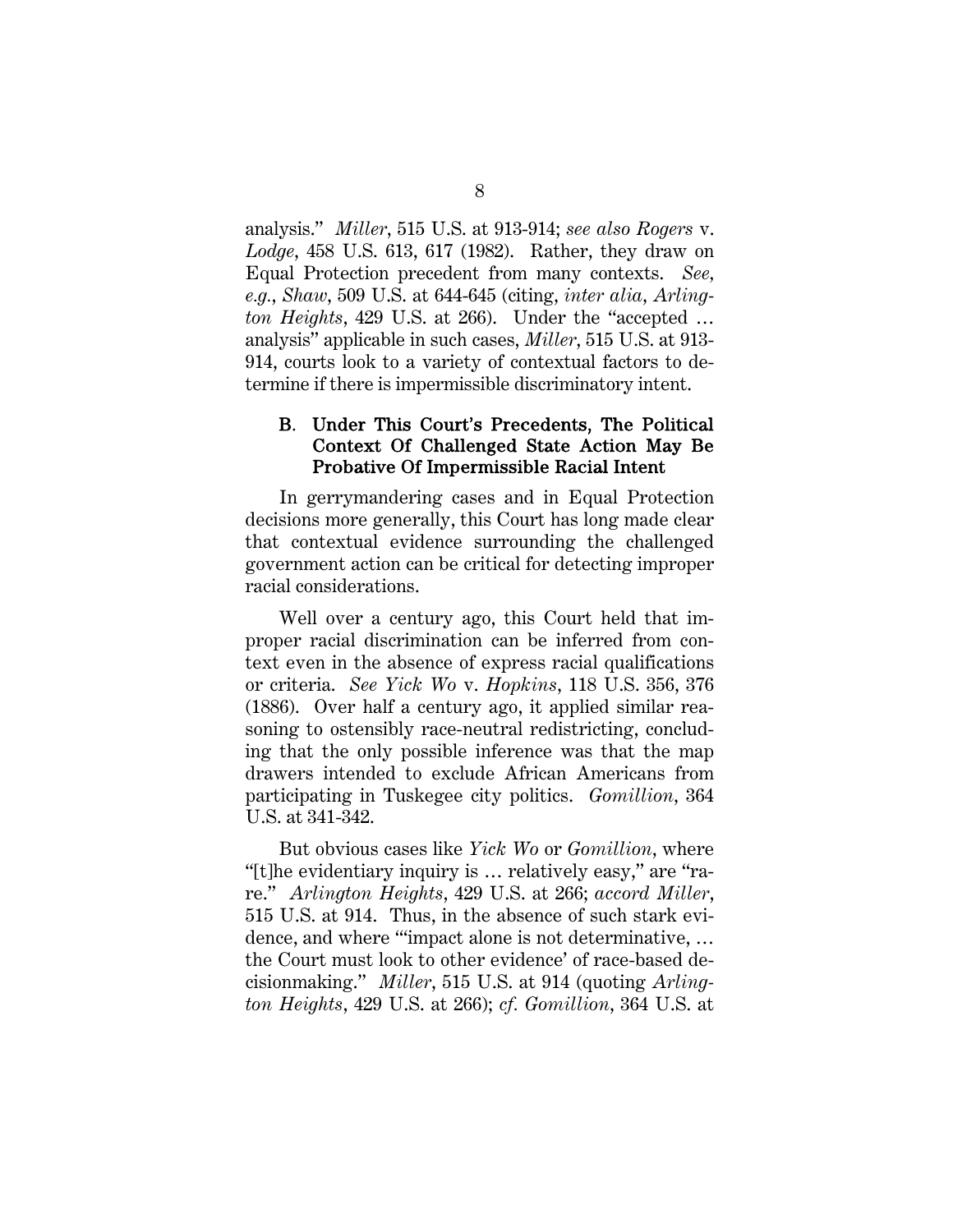analysis." *Miller*, 515 U.S. at 913-914; *see also Rogers* v. *Lodge*, 458 U.S. 613, 617 (1982). Rather, they draw on Equal Protection precedent from many contexts. *See, e.g.*, *Shaw*, 509 U.S. at 644-645 (citing, *inter alia*, *Arlington Heights*, 429 U.S. at 266). Under the "accepted … analysis" applicable in such cases, *Miller*, 515 U.S. at 913-914, courts look to a variety of contextual factors to determine if there is impermissible discriminatory intent.

### B. Under This Court's Precedents, The Political Context Of Challenged State Action May Be Probative Of Impermissible Racial Intent

In gerrymandering cases and in Equal Protection decisions more generally, this Court has long made clear that contextual evidence surrounding the challenged government action can be critical for detecting improper racial considerations.

Well over a century ago, this Court held that improper racial discrimination can be inferred from context even in the absence of express racial qualifications or criteria. *See Yick Wo* v. *Hopkins*, 118 U.S. 356, 376 (1886). Over half a century ago, it applied similar reasoning to ostensibly race-neutral redistricting, concluding that the only possible inference was that the map drawers intended to exclude African Americans from participating in Tuskegee city politics. *Gomillion*, 364 U.S. at 341-342.

But obvious cases like *Yick Wo* or *Gomillion*, where "[t]he evidentiary inquiry is … relatively easy," are "rare." *Arlington Heights*, 429 U.S. at 266; *accord Miller*, 515 U.S. at 914. Thus, in the absence of such stark evidence, and where "'impact alone is not determinative, … the Court must look to other evidence' of race-based decisionmaking." *Miller*, 515 U.S. at 914 (quoting *Arlington Heights*, 429 U.S. at 266); *cf. Gomillion*, 364 U.S. at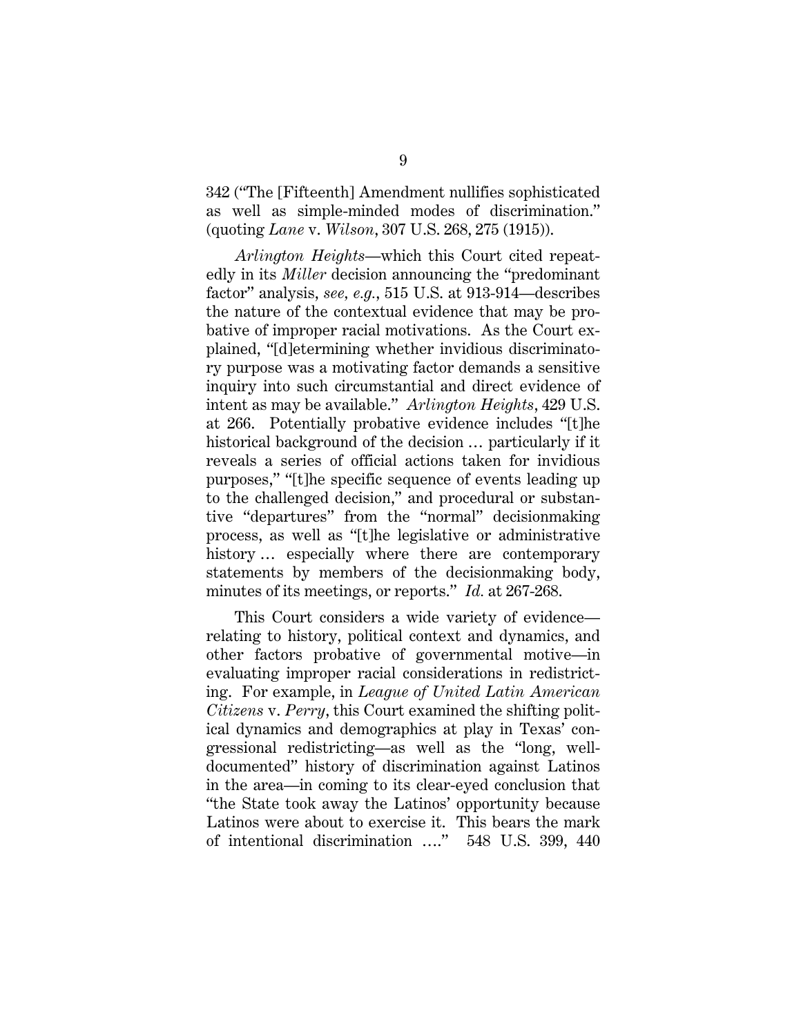342 ("The [Fifteenth] Amendment nullifies sophisticated as well as simple-minded modes of discrimination." (quoting *Lane* v. *Wilson*, 307 U.S. 268, 275 (1915)).

*Arlington Heights*—which this Court cited repeatedly in its *Miller* decision announcing the "predominant factor" analysis, *see, e.g.*, 515 U.S. at 913-914—describes the nature of the contextual evidence that may be probative of improper racial motivations. As the Court explained, "[d]etermining whether invidious discriminatory purpose was a motivating factor demands a sensitive inquiry into such circumstantial and direct evidence of intent as may be available." *Arlington Heights*, 429 U.S. at 266. Potentially probative evidence includes "[t]he historical background of the decision … particularly if it reveals a series of official actions taken for invidious purposes," "[t]he specific sequence of events leading up to the challenged decision," and procedural or substantive "departures" from the "normal" decisionmaking process, as well as "[t]he legislative or administrative history … especially where there are contemporary statements by members of the decisionmaking body, minutes of its meetings, or reports." *Id.* at 267-268.

This Court considers a wide variety of evidence—relating to history, political context and dynamics, and other factors probative of governmental motive—in evaluating improper racial considerations in redistricting. For example, in *League of United Latin American Citizens* v. *Perry*, this Court examined the shifting political dynamics and demographics at play in Texas' congressional redistricting—as well as the "long, well-documented" history of discrimination against Latinos in the area—in coming to its clear-eyed conclusion that "the State took away the Latinos' opportunity because Latinos were about to exercise it. This bears the mark of intentional discrimination …." 548 U.S. 399, 440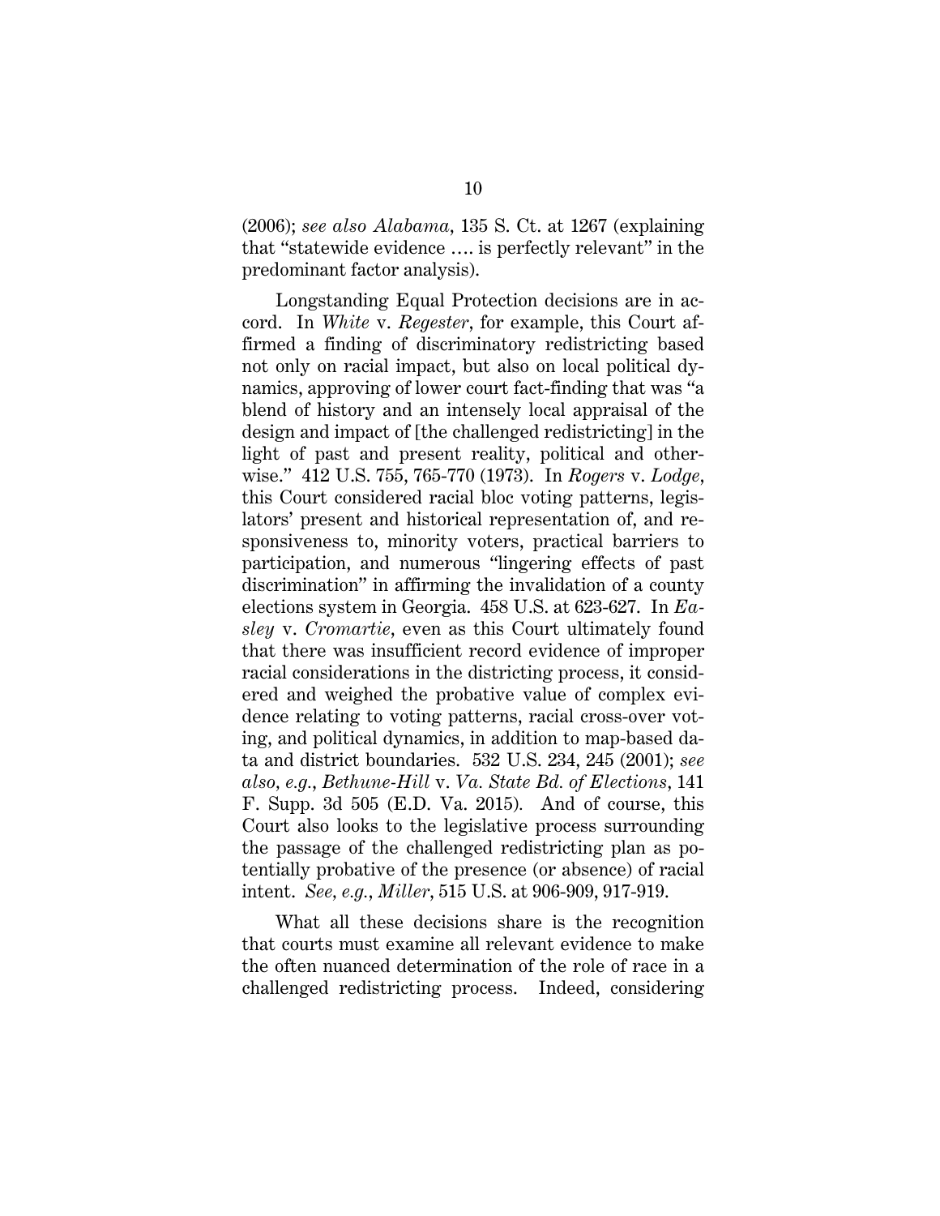(2006); *see also Alabama*, 135 S. Ct. at 1267 (explaining that "statewide evidence …. is perfectly relevant" in the predominant factor analysis).

Longstanding Equal Protection decisions are in accord. In *White* v. *Regester*, for example, this Court affirmed a finding of discriminatory redistricting based not only on racial impact, but also on local political dynamics, approving of lower court fact-finding that was "a blend of history and an intensely local appraisal of the design and impact of [the challenged redistricting] in the light of past and present reality, political and otherwise." 412 U.S. 755, 765-770 (1973). In *Rogers* v. *Lodge*, this Court considered racial bloc voting patterns, legislators' present and historical representation of, and responsiveness to, minority voters, practical barriers to participation, and numerous "lingering effects of past discrimination" in affirming the invalidation of a county elections system in Georgia. 458 U.S. at 623-627. In *Easley* v. *Cromartie*, even as this Court ultimately found that there was insufficient record evidence of improper racial considerations in the districting process, it considered and weighed the probative value of complex evidence relating to voting patterns, racial cross-over voting, and political dynamics, in addition to map-based data and district boundaries. 532 U.S. 234, 245 (2001); *see also, e.g.*, *Bethune-Hill* v. *Va. State Bd. of Elections*, 141 F. Supp. 3d 505 (E.D. Va. 2015). And of course, this Court also looks to the legislative process surrounding the passage of the challenged redistricting plan as potentially probative of the presence (or absence) of racial intent. *See, e.g.*, *Miller*, 515 U.S. at 906-909, 917-919.

What all these decisions share is the recognition that courts must examine all relevant evidence to make the often nuanced determination of the role of race in a challenged redistricting process. Indeed, considering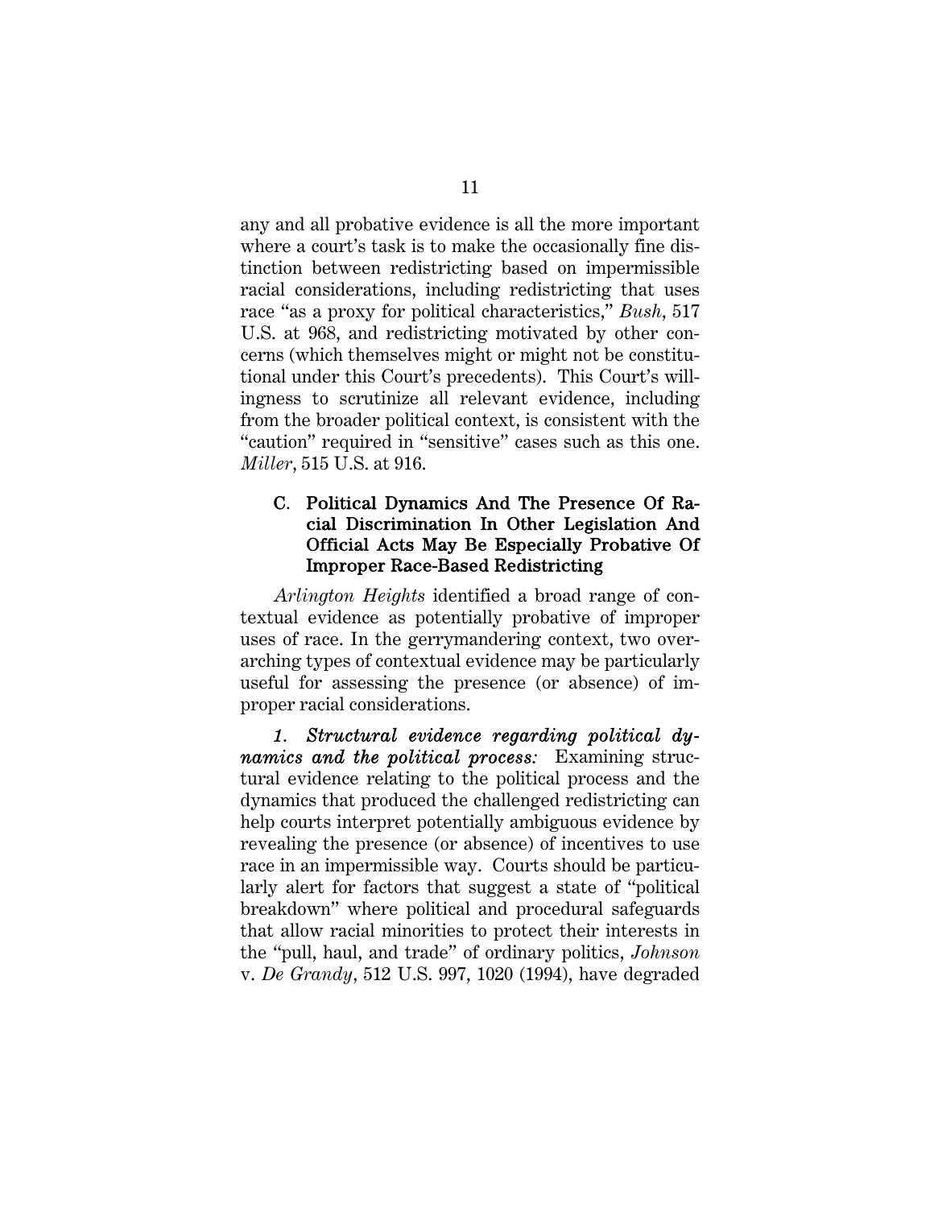any and all probative evidence is all the more important where a court's task is to make the occasionally fine distinction between redistricting based on impermissible racial considerations, including redistricting that uses race "as a proxy for political characteristics," *Bush*, 517 U.S. at 968, and redistricting motivated by other concerns (which themselves might or might not be constitutional under this Court's precedents). This Court's willingness to scrutinize all relevant evidence, including from the broader political context, is consistent with the "caution" required in "sensitive" cases such as this one. *Miller*, 515 U.S. at 916.

### C. Political Dynamics And The Presence Of Racial Discrimination In Other Legislation And Official Acts May Be Especially Probative Of Improper Race-Based Redistricting

*Arlington Heights* identified a broad range of contextual evidence as potentially probative of improper uses of race. In the gerrymandering context, two overarching types of contextual evidence may be particularly useful for assessing the presence (or absence) of improper racial considerations.

*1. Structural evidence regarding political dynamics and the political process:* Examining structural evidence relating to the political process and the dynamics that produced the challenged redistricting can help courts interpret potentially ambiguous evidence by revealing the presence (or absence) of incentives to use race in an impermissible way. Courts should be particularly alert for factors that suggest a state of "political breakdown" where political and procedural safeguards that allow racial minorities to protect their interests in the "pull, haul, and trade" of ordinary politics, *Johnson* v. *De Grandy*, 512 U.S. 997, 1020 (1994), have degraded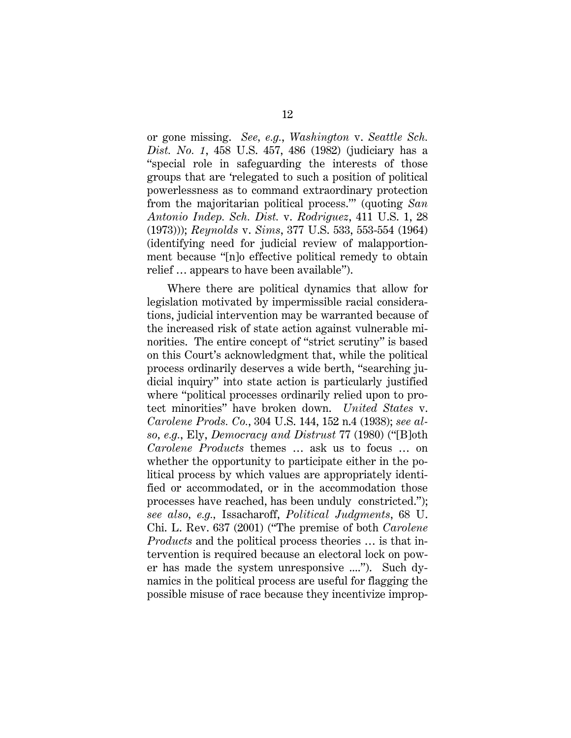or gone missing. *See, e.g.*, *Washington* v. *Seattle Sch. Dist. No. 1*, 458 U.S. 457, 486 (1982) (judiciary has a "special role in safeguarding the interests of those groups that are 'relegated to such a position of political powerlessness as to command extraordinary protection from the majoritarian political process.'" (quoting *San Antonio Indep. Sch. Dist.* v. *Rodriguez*, 411 U.S. 1, 28 (1973))); *Reynolds* v. *Sims*, 377 U.S. 533, 553-554 (1964) (identifying need for judicial review of malapportionment because "[n]o effective political remedy to obtain relief … appears to have been available").

Where there are political dynamics that allow for legislation motivated by impermissible racial considerations, judicial intervention may be warranted because of the increased risk of state action against vulnerable minorities. The entire concept of "strict scrutiny" is based on this Court's acknowledgment that, while the political process ordinarily deserves a wide berth, "searching judicial inquiry" into state action is particularly justified where "political processes ordinarily relied upon to protect minorities" have broken down. *United States* v. *Carolene Prods. Co.*, 304 U.S. 144, 152 n.4 (1938); *see also, e.g.*, Ely, *Democracy and Distrust* 77 (1980) ("[B]oth *Carolene Products* themes … ask us to focus … on whether the opportunity to participate either in the political process by which values are appropriately identified or accommodated, or in the accommodation those processes have reached, has been unduly constricted."); *see also, e.g.*, Issacharoff, *Political Judgments*, 68 U. Chi. L. Rev. 637 (2001) ("The premise of both *Carolene Products* and the political process theories … is that intervention is required because an electoral lock on power has made the system unresponsive ...."). Such dynamics in the political process are useful for flagging the possible misuse of race because they incentivize improp-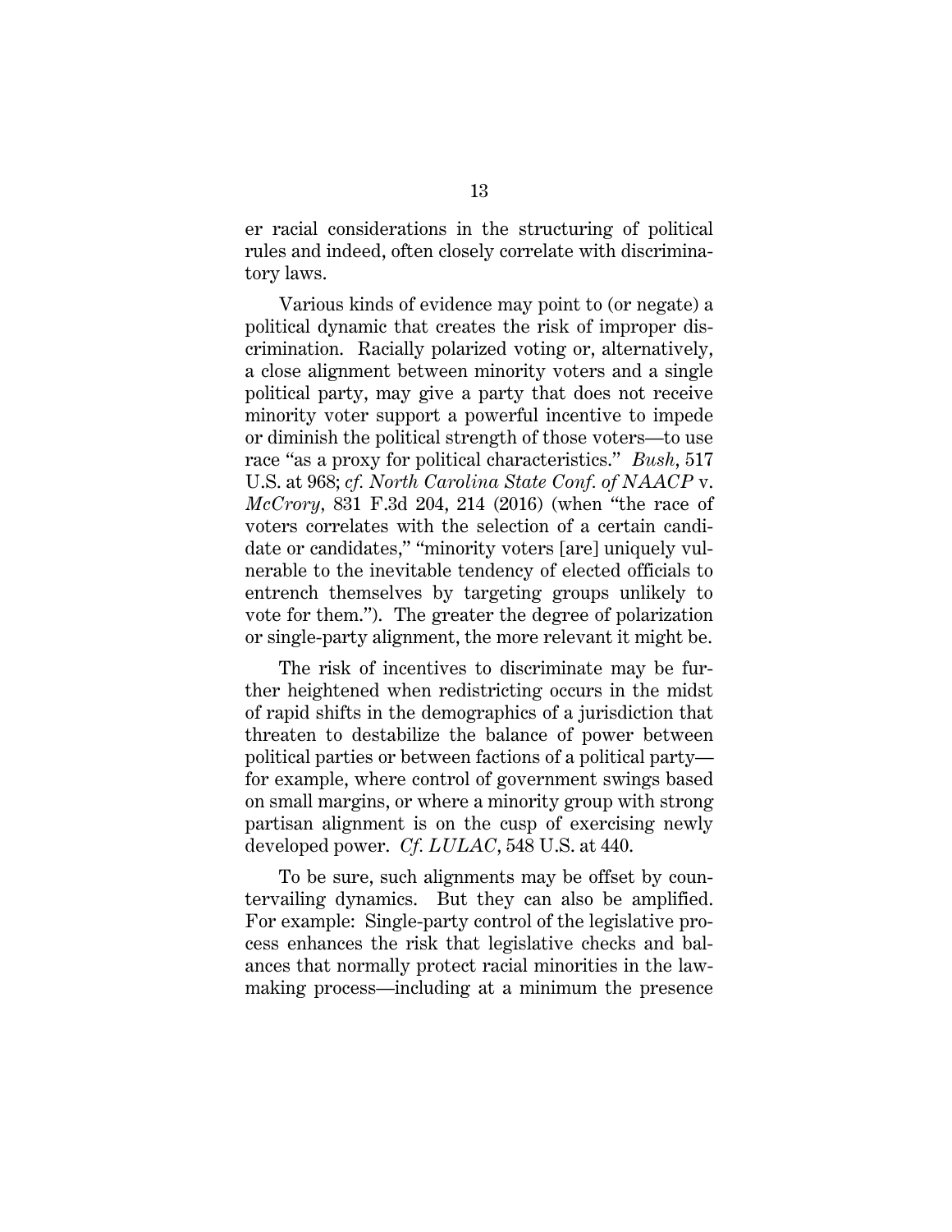er racial considerations in the structuring of political rules and indeed, often closely correlate with discriminatory laws.

Various kinds of evidence may point to (or negate) a political dynamic that creates the risk of improper discrimination. Racially polarized voting or, alternatively, a close alignment between minority voters and a single political party, may give a party that does not receive minority voter support a powerful incentive to impede or diminish the political strength of those voters—to use race "as a proxy for political characteristics." *Bush*, 517 U.S. at 968; *cf. North Carolina State Conf. of NAACP* v. *McCrory*, 831 F.3d 204, 214 (2016) (when "the race of voters correlates with the selection of a certain candidate or candidates," "minority voters [are] uniquely vulnerable to the inevitable tendency of elected officials to entrench themselves by targeting groups unlikely to vote for them."). The greater the degree of polarization or single-party alignment, the more relevant it might be.

The risk of incentives to discriminate may be further heightened when redistricting occurs in the midst of rapid shifts in the demographics of a jurisdiction that threaten to destabilize the balance of power between political parties or between factions of a political party—for example, where control of government swings based on small margins, or where a minority group with strong partisan alignment is on the cusp of exercising newly developed power. *Cf. LULAC*, 548 U.S. at 440.

To be sure, such alignments may be offset by countervailing dynamics. But they can also be amplified. For example: Single-party control of the legislative process enhances the risk that legislative checks and balances that normally protect racial minorities in the lawmaking process—including at a minimum the presence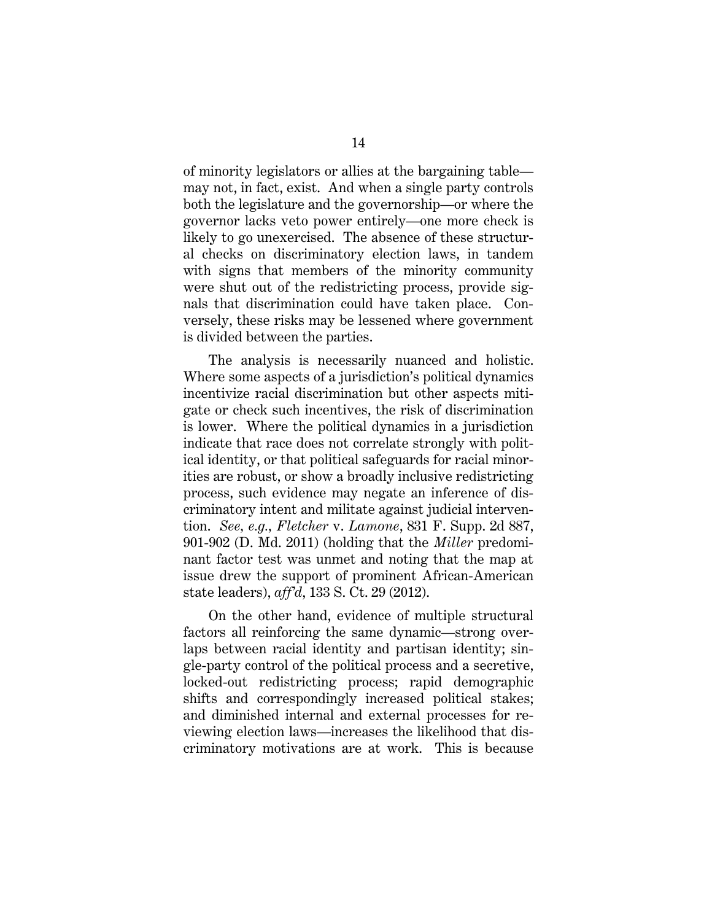of minority legislators or allies at the bargaining table—may not, in fact, exist. And when a single party controls both the legislature and the governorship—or where the governor lacks veto power entirely—one more check is likely to go unexercised. The absence of these structural checks on discriminatory election laws, in tandem with signs that members of the minority community were shut out of the redistricting process, provide signals that discrimination could have taken place. Conversely, these risks may be lessened where government is divided between the parties.

The analysis is necessarily nuanced and holistic. Where some aspects of a jurisdiction's political dynamics incentivize racial discrimination but other aspects mitigate or check such incentives, the risk of discrimination is lower. Where the political dynamics in a jurisdiction indicate that race does not correlate strongly with political identity, or that political safeguards for racial minorities are robust, or show a broadly inclusive redistricting process, such evidence may negate an inference of discriminatory intent and militate against judicial intervention. *See, e.g.*, *Fletcher* v. *Lamone*, 831 F. Supp. 2d 887, 901-902 (D. Md. 2011) (holding that the *Miller* predominant factor test was unmet and noting that the map at issue drew the support of prominent African-American state leaders), *aff'd*, 133 S. Ct. 29 (2012).

On the other hand, evidence of multiple structural factors all reinforcing the same dynamic—strong overlaps between racial identity and partisan identity; single-party control of the political process and a secretive, locked-out redistricting process; rapid demographic shifts and correspondingly increased political stakes; and diminished internal and external processes for reviewing election laws—increases the likelihood that discriminatory motivations are at work. This is because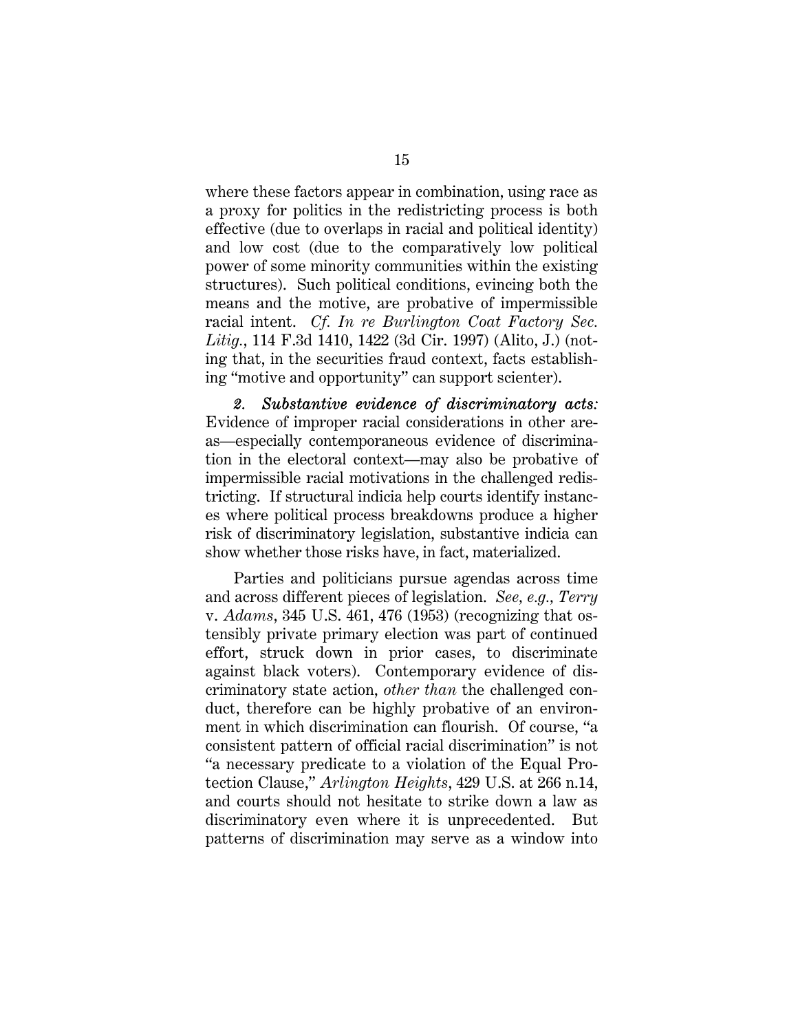where these factors appear in combination, using race as a proxy for politics in the redistricting process is both effective (due to overlaps in racial and political identity) and low cost (due to the comparatively low political power of some minority communities within the existing structures). Such political conditions, evincing both the means and the motive, are probative of impermissible racial intent. *Cf. In re Burlington Coat Factory Sec. Litig.*, 114 F.3d 1410, 1422 (3d Cir. 1997) (Alito, J.) (noting that, in the securities fraud context, facts establishing "motive and opportunity" can support scienter).

***2. Substantive evidence of discriminatory acts:*** Evidence of improper racial considerations in other areas—especially contemporaneous evidence of discrimination in the electoral context—may also be probative of impermissible racial motivations in the challenged redistricting. If structural indicia help courts identify instances where political process breakdowns produce a higher risk of discriminatory legislation, substantive indicia can show whether those risks have, in fact, materialized.

Parties and politicians pursue agendas across time and across different pieces of legislation. *See, e.g.*, *Terry* v. *Adams*, 345 U.S. 461, 476 (1953) (recognizing that ostensibly private primary election was part of continued effort, struck down in prior cases, to discriminate against black voters). Contemporary evidence of discriminatory state action, *other than* the challenged conduct, therefore can be highly probative of an environment in which discrimination can flourish. Of course, "a consistent pattern of official racial discrimination" is not "a necessary predicate to a violation of the Equal Protection Clause," *Arlington Heights*, 429 U.S. at 266 n.14, and courts should not hesitate to strike down a law as discriminatory even where it is unprecedented. But patterns of discrimination may serve as a window into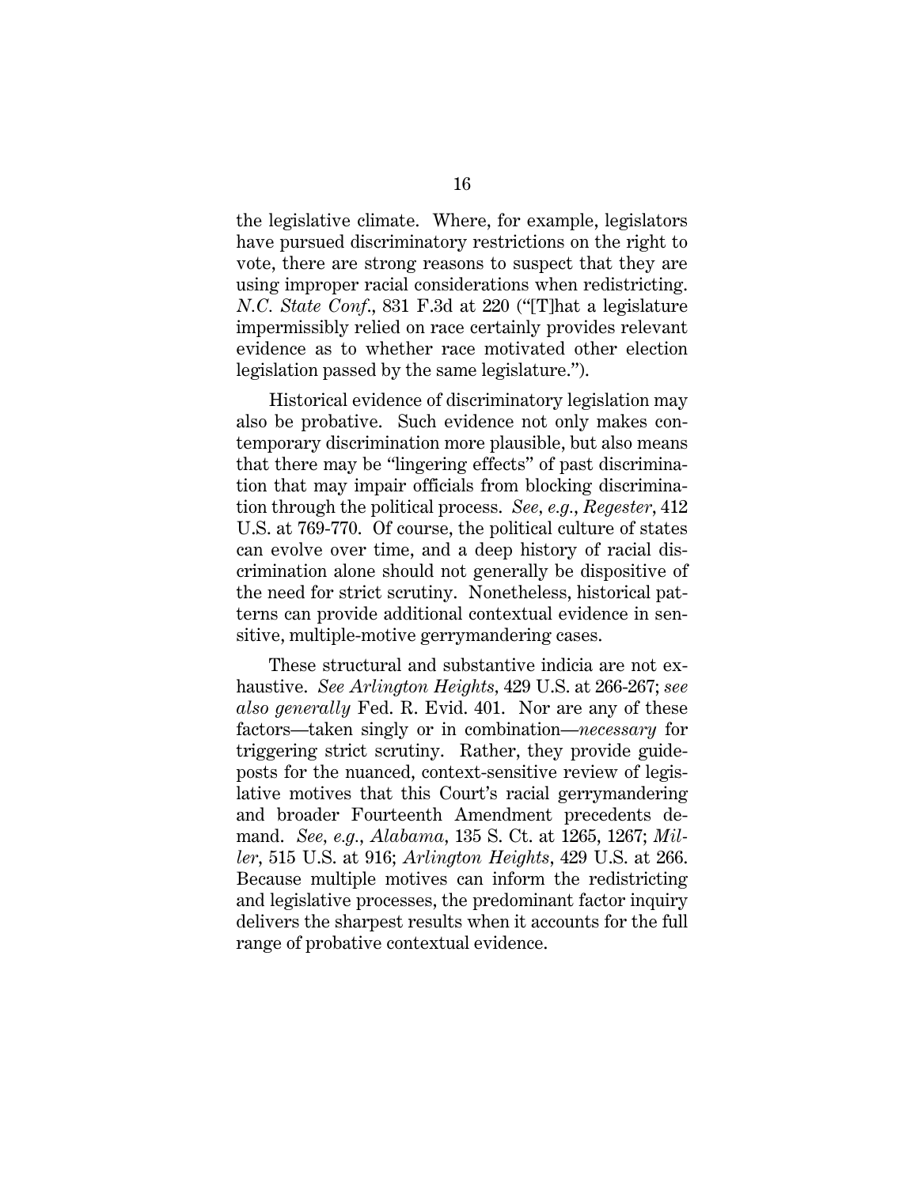the legislative climate. Where, for example, legislators have pursued discriminatory restrictions on the right to vote, there are strong reasons to suspect that they are using improper racial considerations when redistricting. *N.C. State Conf.*, 831 F.3d at 220 ("[T]hat a legislature impermissibly relied on race certainly provides relevant evidence as to whether race motivated other election legislation passed by the same legislature.").

Historical evidence of discriminatory legislation may also be probative. Such evidence not only makes contemporary discrimination more plausible, but also means that there may be "lingering effects" of past discrimination that may impair officials from blocking discrimination through the political process. *See, e.g.*, *Regester*, 412 U.S. at 769-770. Of course, the political culture of states can evolve over time, and a deep history of racial discrimination alone should not generally be dispositive of the need for strict scrutiny. Nonetheless, historical patterns can provide additional contextual evidence in sensitive, multiple-motive gerrymandering cases.

These structural and substantive indicia are not exhaustive. *See Arlington Heights*, 429 U.S. at 266-267; *see also generally* Fed. R. Evid. 401. Nor are any of these factors—taken singly or in combination—*necessary* for triggering strict scrutiny. Rather, they provide guideposts for the nuanced, context-sensitive review of legislative motives that this Court's racial gerrymandering and broader Fourteenth Amendment precedents demand. *See, e.g.*, *Alabama*, 135 S. Ct. at 1265, 1267; *Miller*, 515 U.S. at 916; *Arlington Heights*, 429 U.S. at 266. Because multiple motives can inform the redistricting and legislative processes, the predominant factor inquiry delivers the sharpest results when it accounts for the full range of probative contextual evidence.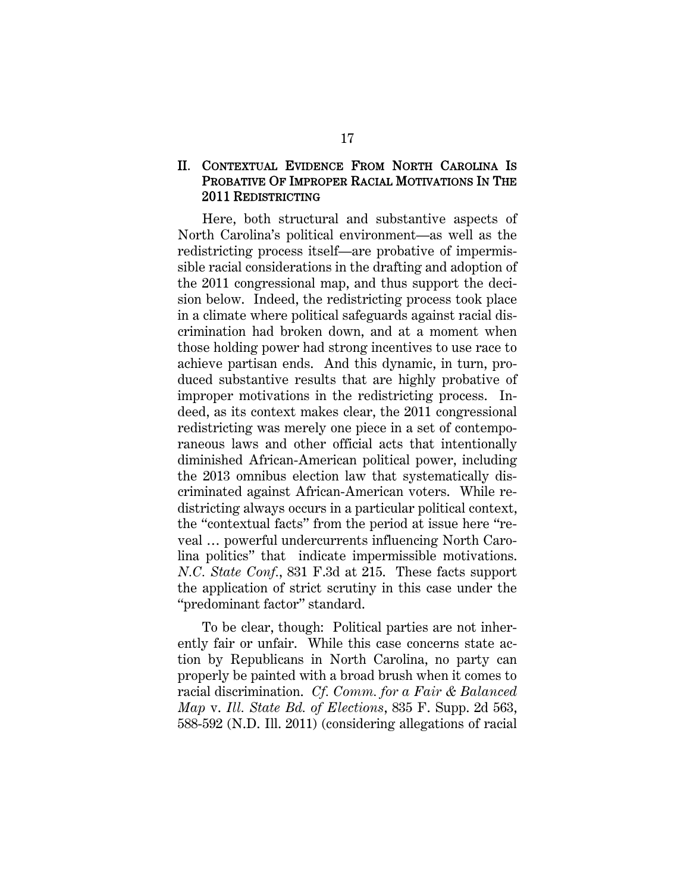## II. Contextual Evidence From North Carolina Is Probative Of Improper Racial Motivations In The 2011 Redistricting

Here, both structural and substantive aspects of North Carolina's political environment—as well as the redistricting process itself—are probative of impermissible racial considerations in the drafting and adoption of the 2011 congressional map, and thus support the decision below. Indeed, the redistricting process took place in a climate where political safeguards against racial discrimination had broken down, and at a moment when those holding power had strong incentives to use race to achieve partisan ends. And this dynamic, in turn, produced substantive results that are highly probative of improper motivations in the redistricting process. Indeed, as its context makes clear, the 2011 congressional redistricting was merely one piece in a set of contemporaneous laws and other official acts that intentionally diminished African-American political power, including the 2013 omnibus election law that systematically discriminated against African-American voters. While redistricting always occurs in a particular political context, the "contextual facts" from the period at issue here "reveal … powerful undercurrents influencing North Carolina politics" that indicate impermissible motivations. *N.C. State Conf.*, 831 F.3d at 215. These facts support the application of strict scrutiny in this case under the "predominant factor" standard.

To be clear, though: Political parties are not inherently fair or unfair. While this case concerns state action by Republicans in North Carolina, no party can properly be painted with a broad brush when it comes to racial discrimination. *Cf. Comm. for a Fair & Balanced Map* v. *Ill. State Bd. of Elections*, 835 F. Supp. 2d 563, 588-592 (N.D. Ill. 2011) (considering allegations of racial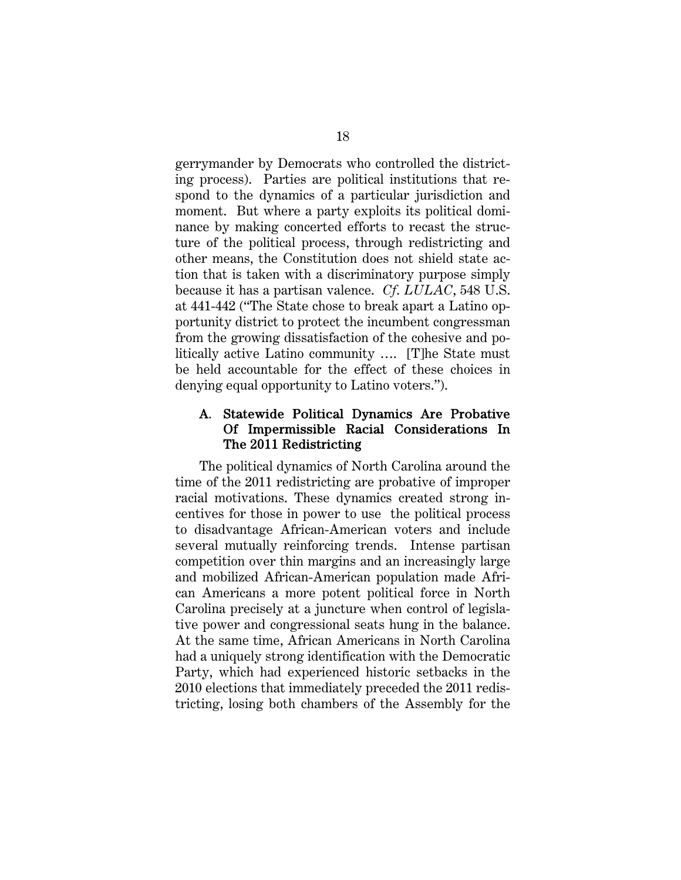gerrymander by Democrats who controlled the districting process). Parties are political institutions that respond to the dynamics of a particular jurisdiction and moment. But where a party exploits its political dominance by making concerted efforts to recast the structure of the political process, through redistricting and other means, the Constitution does not shield state action that is taken with a discriminatory purpose simply because it has a partisan valence. *Cf. LULAC*, 548 U.S. at 441-442 ("The State chose to break apart a Latino opportunity district to protect the incumbent congressman from the growing dissatisfaction of the cohesive and politically active Latino community …. [T]he State must be held accountable for the effect of these choices in denying equal opportunity to Latino voters.").

### A. Statewide Political Dynamics Are Probative Of Impermissible Racial Considerations In The 2011 Redistricting

The political dynamics of North Carolina around the time of the 2011 redistricting are probative of improper racial motivations. These dynamics created strong incentives for those in power to use the political process to disadvantage African-American voters and include several mutually reinforcing trends. Intense partisan competition over thin margins and an increasingly large and mobilized African-American population made African Americans a more potent political force in North Carolina precisely at a juncture when control of legislative power and congressional seats hung in the balance. At the same time, African Americans in North Carolina had a uniquely strong identification with the Democratic Party, which had experienced historic setbacks in the 2010 elections that immediately preceded the 2011 redistricting, losing both chambers of the Assembly for the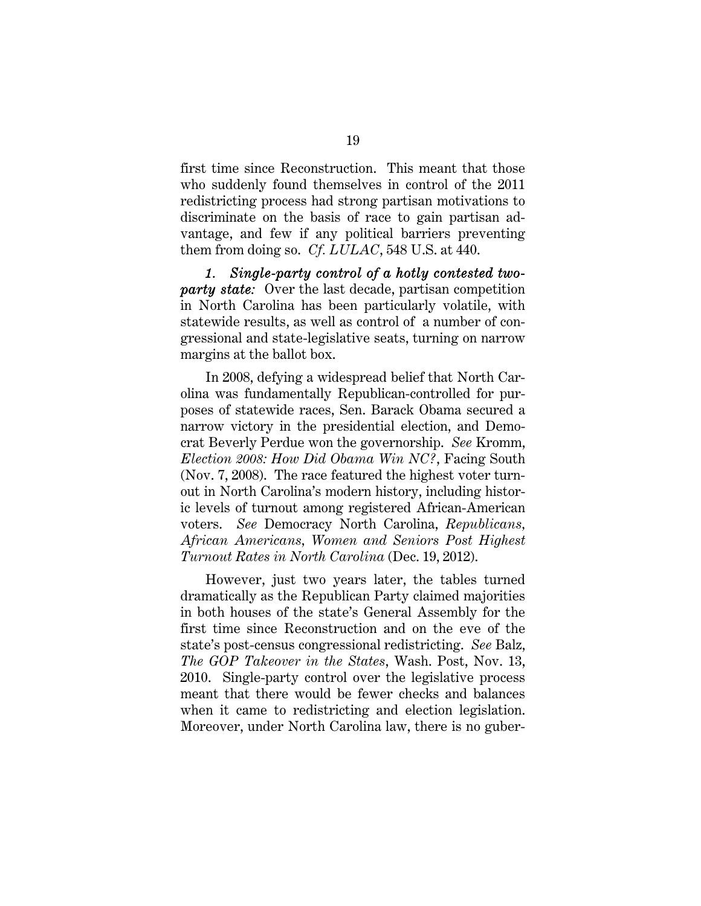first time since Reconstruction. This meant that those who suddenly found themselves in control of the 2011 redistricting process had strong partisan motivations to discriminate on the basis of race to gain partisan advantage, and few if any political barriers preventing them from doing so. *Cf. LULAC*, 548 U.S. at 440.

***1. Single-party control of a hotly contested two-party state:*** Over the last decade, partisan competition in North Carolina has been particularly volatile, with statewide results, as well as control of a number of congressional and state-legislative seats, turning on narrow margins at the ballot box.

In 2008, defying a widespread belief that North Carolina was fundamentally Republican-controlled for purposes of statewide races, Sen. Barack Obama secured a narrow victory in the presidential election, and Democrat Beverly Perdue won the governorship. *See* Kromm, *Election 2008: How Did Obama Win NC?*, Facing South (Nov. 7, 2008). The race featured the highest voter turnout in North Carolina's modern history, including historic levels of turnout among registered African-American voters. *See* Democracy North Carolina, *Republicans, African Americans, Women and Seniors Post Highest Turnout Rates in North Carolina* (Dec. 19, 2012).

However, just two years later, the tables turned dramatically as the Republican Party claimed majorities in both houses of the state's General Assembly for the first time since Reconstruction and on the eve of the state's post-census congressional redistricting. *See* Balz, *The GOP Takeover in the States*, Wash. Post, Nov. 13, 2010. Single-party control over the legislative process meant that there would be fewer checks and balances when it came to redistricting and election legislation. Moreover, under North Carolina law, there is no guber-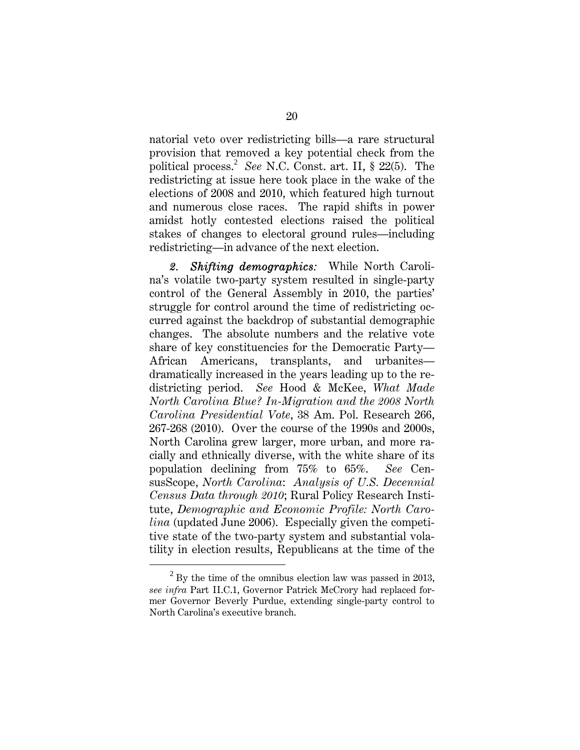natorial veto over redistricting bills—a rare structural provision that removed a key potential check from the political process.[2] *See* N.C. Const. art. II, § 22(5). The redistricting at issue here took place in the wake of the elections of 2008 and 2010, which featured high turnout and numerous close races. The rapid shifts in power amidst hotly contested elections raised the political stakes of changes to electoral ground rules—including redistricting—in advance of the next election.

*2. **Shifting demographics:*** While North Carolina's volatile two-party system resulted in single-party control of the General Assembly in 2010, the parties' struggle for control around the time of redistricting occurred against the backdrop of substantial demographic changes. The absolute numbers and the relative vote share of key constituencies for the Democratic Party—African Americans, transplants, and urbanites—dramatically increased in the years leading up to the redistricting period. *See* Hood & McKee, *What Made North Carolina Blue? In-Migration and the 2008 North Carolina Presidential Vote*, 38 Am. Pol. Research 266, 267-268 (2010). Over the course of the 1990s and 2000s, North Carolina grew larger, more urban, and more racially and ethnically diverse, with the white share of its population declining from 75% to 65%. *See* CensusScope, *North Carolina*: *Analysis of U.S. Decennial Census Data through 2010*; Rural Policy Research Institute, *Demographic and Economic Profile: North Carolina* (updated June 2006). Especially given the competitive state of the two-party system and substantial volatility in election results, Republicans at the time of the

---

[2] By the time of the omnibus election law was passed in 2013, *see infra* Part II.C.1, Governor Patrick McCrory had replaced former Governor Beverly Purdue, extending single-party control to North Carolina's executive branch.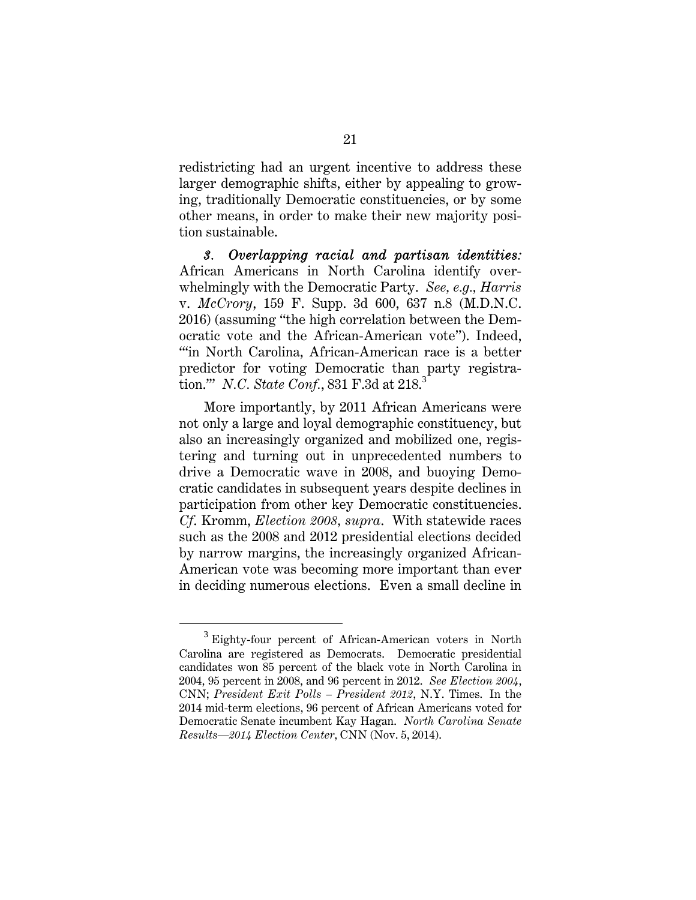redistricting had an urgent incentive to address these larger demographic shifts, either by appealing to growing, traditionally Democratic constituencies, or by some other means, in order to make their new majority position sustainable.

*3. Overlapping racial and partisan identities:* African Americans in North Carolina identify overwhelmingly with the Democratic Party. *See, e.g.*, *Harris* v. *McCrory*, 159 F. Supp. 3d 600, 637 n.8 (M.D.N.C. 2016) (assuming "the high correlation between the Democratic vote and the African-American vote"). Indeed, "'in North Carolina, African-American race is a better predictor for voting Democratic than party registration.'" *N.C. State Conf.*, 831 F.3d at 218.[3]

More importantly, by 2011 African Americans were not only a large and loyal demographic constituency, but also an increasingly organized and mobilized one, registering and turning out in unprecedented numbers to drive a Democratic wave in 2008, and buoying Democratic candidates in subsequent years despite declines in participation from other key Democratic constituencies. *Cf.* Kromm, *Election 2008*, *supra*. With statewide races such as the 2008 and 2012 presidential elections decided by narrow margins, the increasingly organized African-American vote was becoming more important than ever in deciding numerous elections. Even a small decline in

---

[3] Eighty-four percent of African-American voters in North Carolina are registered as Democrats. Democratic presidential candidates won 85 percent of the black vote in North Carolina in 2004, 95 percent in 2008, and 96 percent in 2012. *See Election 2004*, CNN; *President Exit Polls – President 2012*, N.Y. Times. In the 2014 mid-term elections, 96 percent of African Americans voted for Democratic Senate incumbent Kay Hagan. *North Carolina Senate Results—2014 Election Center*, CNN (Nov. 5, 2014).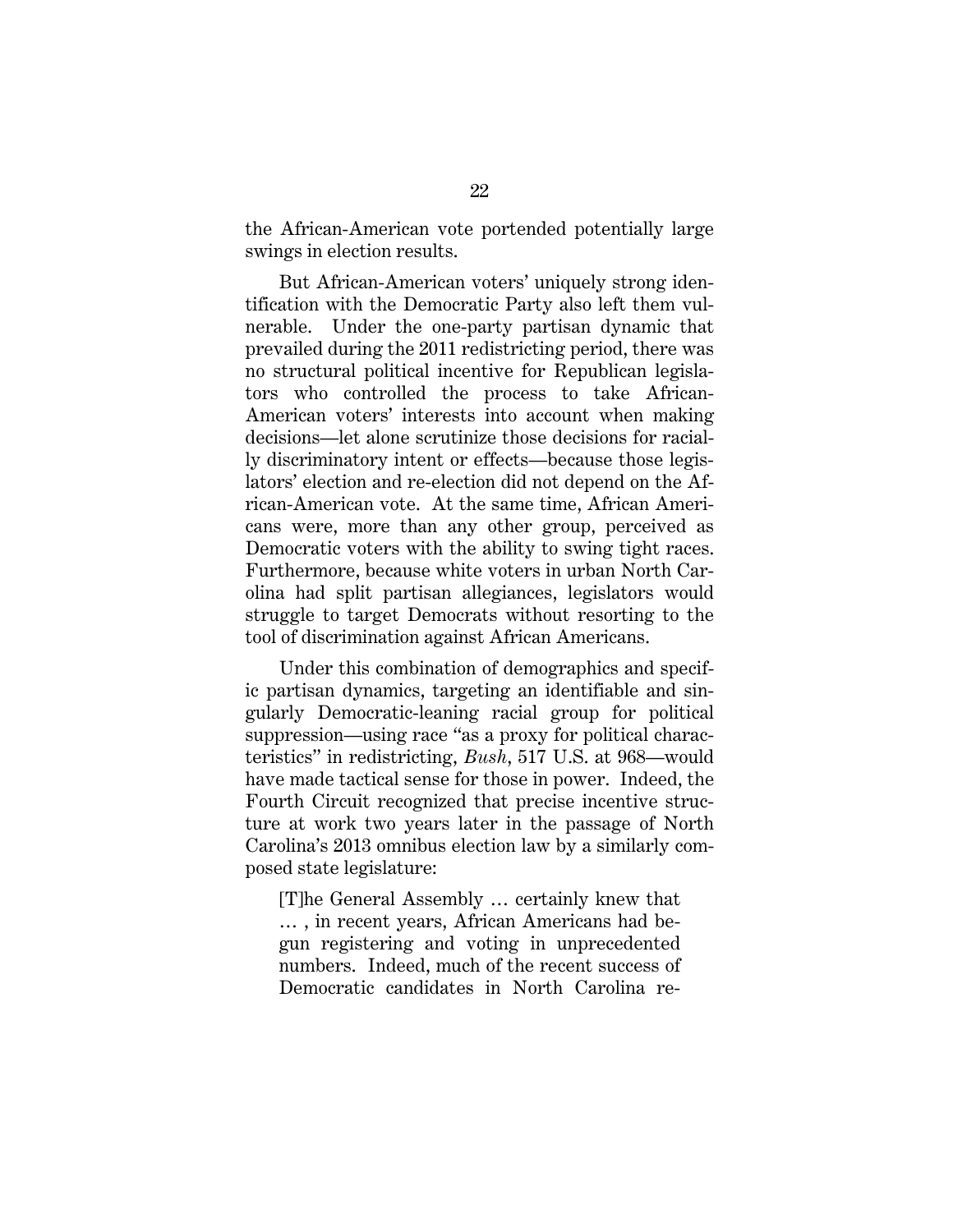the African-American vote portended potentially large swings in election results.

But African-American voters' uniquely strong identification with the Democratic Party also left them vulnerable. Under the one-party partisan dynamic that prevailed during the 2011 redistricting period, there was no structural political incentive for Republican legislators who controlled the process to take African-American voters' interests into account when making decisions—let alone scrutinize those decisions for racially discriminatory intent or effects—because those legislators' election and re-election did not depend on the African-American vote. At the same time, African Americans were, more than any other group, perceived as Democratic voters with the ability to swing tight races. Furthermore, because white voters in urban North Carolina had split partisan allegiances, legislators would struggle to target Democrats without resorting to the tool of discrimination against African Americans.

Under this combination of demographics and specific partisan dynamics, targeting an identifiable and singularly Democratic-leaning racial group for political suppression—using race "as a proxy for political characteristics" in redistricting, *Bush*, 517 U.S. at 968—would have made tactical sense for those in power. Indeed, the Fourth Circuit recognized that precise incentive structure at work two years later in the passage of North Carolina's 2013 omnibus election law by a similarly composed state legislature:

> [T]he General Assembly … certainly knew that … , in recent years, African Americans had begun registering and voting in unprecedented numbers. Indeed, much of the recent success of Democratic candidates in North Carolina re-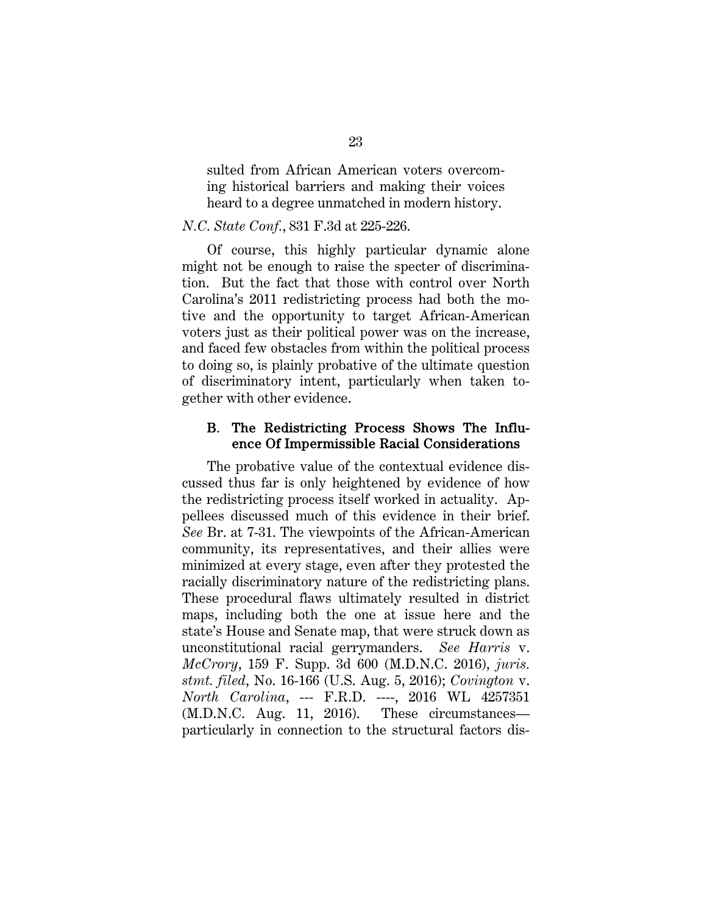> sulted from African American voters overcoming historical barriers and making their voices heard to a degree unmatched in modern history.

*N.C. State Conf.*, 831 F.3d at 225-226.

Of course, this highly particular dynamic alone might not be enough to raise the specter of discrimination. But the fact that those with control over North Carolina's 2011 redistricting process had both the motive and the opportunity to target African-American voters just as their political power was on the increase, and faced few obstacles from within the political process to doing so, is plainly probative of the ultimate question of discriminatory intent, particularly when taken together with other evidence.

### B. The Redistricting Process Shows The Influence Of Impermissible Racial Considerations

The probative value of the contextual evidence discussed thus far is only heightened by evidence of how the redistricting process itself worked in actuality. Appellees discussed much of this evidence in their brief. *See* Br. at 7-31. The viewpoints of the African-American community, its representatives, and their allies were minimized at every stage, even after they protested the racially discriminatory nature of the redistricting plans. These procedural flaws ultimately resulted in district maps, including both the one at issue here and the state's House and Senate map, that were struck down as unconstitutional racial gerrymanders. *See Harris* v. *McCrory*, 159 F. Supp. 3d 600 (M.D.N.C. 2016), *juris. stmt. filed*, No. 16-166 (U.S. Aug. 5, 2016); *Covington* v. *North Carolina*, --- F.R.D. ----, 2016 WL 4257351 (M.D.N.C. Aug. 11, 2016). These circumstances—particularly in connection to the structural factors dis-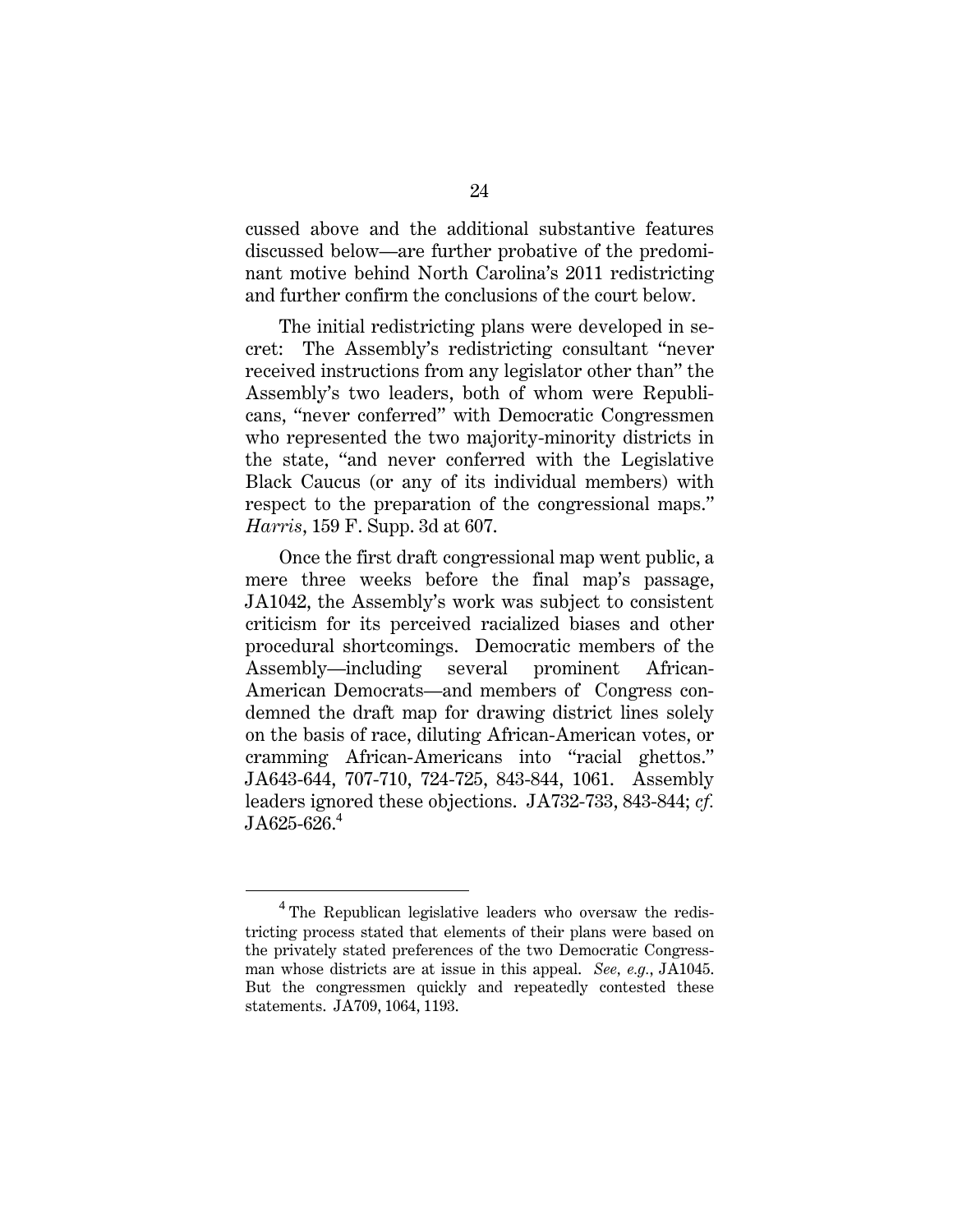cussed above and the additional substantive features discussed below—are further probative of the predominant motive behind North Carolina's 2011 redistricting and further confirm the conclusions of the court below.

The initial redistricting plans were developed in secret: The Assembly's redistricting consultant "never received instructions from any legislator other than" the Assembly's two leaders, both of whom were Republicans, "never conferred" with Democratic Congressmen who represented the two majority-minority districts in the state, "and never conferred with the Legislative Black Caucus (or any of its individual members) with respect to the preparation of the congressional maps." *Harris*, 159 F. Supp. 3d at 607.

Once the first draft congressional map went public, a mere three weeks before the final map's passage, JA1042, the Assembly's work was subject to consistent criticism for its perceived racialized biases and other procedural shortcomings. Democratic members of the Assembly—including several prominent African-American Democrats—and members of Congress condemned the draft map for drawing district lines solely on the basis of race, diluting African-American votes, or cramming African-Americans into "racial ghettos." JA643-644, 707-710, 724-725, 843-844, 1061. Assembly leaders ignored these objections. JA732-733, 843-844; *cf.* JA625-626.[4]

[4] The Republican legislative leaders who oversaw the redistricting process stated that elements of their plans were based on the privately stated preferences of the two Democratic Congressman whose districts are at issue in this appeal. *See, e.g.*, JA1045. But the congressmen quickly and repeatedly contested these statements. JA709, 1064, 1193.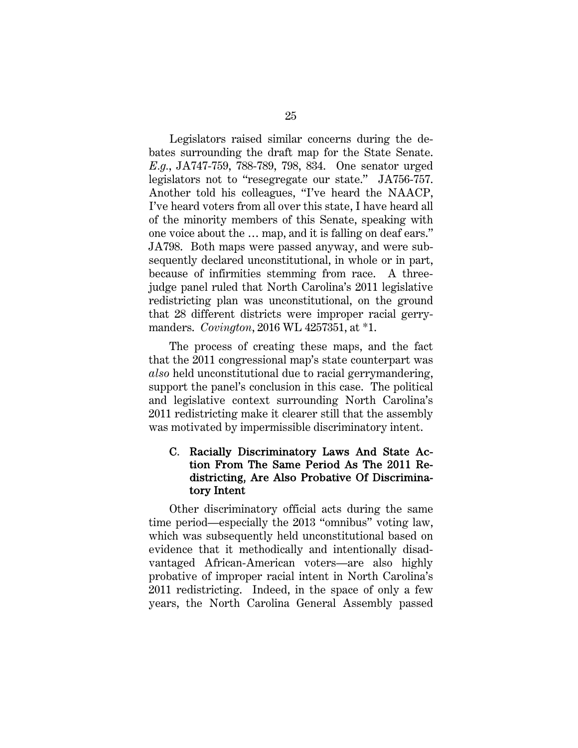Legislators raised similar concerns during the debates surrounding the draft map for the State Senate. *E.g.*, JA747-759, 788-789, 798, 834. One senator urged legislators not to "resegregate our state." JA756-757. Another told his colleagues, "I've heard the NAACP, I've heard voters from all over this state, I have heard all of the minority members of this Senate, speaking with one voice about the … map, and it is falling on deaf ears." JA798. Both maps were passed anyway, and were subsequently declared unconstitutional, in whole or in part, because of infirmities stemming from race. A three-judge panel ruled that North Carolina's 2011 legislative redistricting plan was unconstitutional, on the ground that 28 different districts were improper racial gerrymanders. *Covington*, 2016 WL 4257351, at *1.

The process of creating these maps, and the fact that the 2011 congressional map's state counterpart was *also* held unconstitutional due to racial gerrymandering, support the panel's conclusion in this case. The political and legislative context surrounding North Carolina's 2011 redistricting make it clearer still that the assembly was motivated by impermissible discriminatory intent.

### C. Racially Discriminatory Laws And State Action From The Same Period As The 2011 Redistricting, Are Also Probative Of Discriminatory Intent

Other discriminatory official acts during the same time period—especially the 2013 "omnibus" voting law, which was subsequently held unconstitutional based on evidence that it methodically and intentionally disadvantaged African-American voters—are also highly probative of improper racial intent in North Carolina's 2011 redistricting. Indeed, in the space of only a few years, the North Carolina General Assembly passed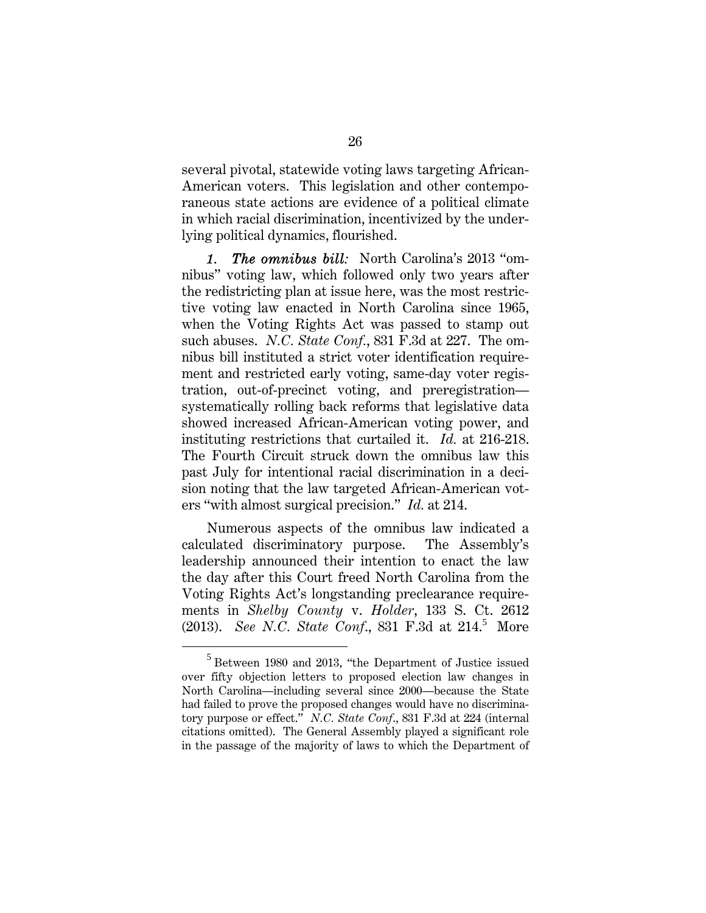several pivotal, statewide voting laws targeting African-American voters. This legislation and other contemporaneous state actions are evidence of a political climate in which racial discrimination, incentivized by the underlying political dynamics, flourished.

*1. **The omnibus bill:*** North Carolina's 2013 "omnibus" voting law, which followed only two years after the redistricting plan at issue here, was the most restrictive voting law enacted in North Carolina since 1965, when the Voting Rights Act was passed to stamp out such abuses. *N.C. State Conf.*, 831 F.3d at 227. The omnibus bill instituted a strict voter identification requirement and restricted early voting, same-day voter registration, out-of-precinct voting, and preregistration—systematically rolling back reforms that legislative data showed increased African-American voting power, and instituting restrictions that curtailed it. *Id.* at 216-218. The Fourth Circuit struck down the omnibus law this past July for intentional racial discrimination in a decision noting that the law targeted African-American voters "with almost surgical precision." *Id.* at 214.

Numerous aspects of the omnibus law indicated a calculated discriminatory purpose. The Assembly's leadership announced their intention to enact the law the day after this Court freed North Carolina from the Voting Rights Act's longstanding preclearance requirements in *Shelby County* v. *Holder*, 133 S. Ct. 2612 (2013). *See N.C. State Conf.*, 831 F.3d at 214.[5] More

[5] Between 1980 and 2013, "the Department of Justice issued over fifty objection letters to proposed election law changes in North Carolina—including several since 2000—because the State had failed to prove the proposed changes would have no discriminatory purpose or effect." *N.C. State Conf.*, 831 F.3d at 224 (internal citations omitted). The General Assembly played a significant role in the passage of the majority of laws to which the Department of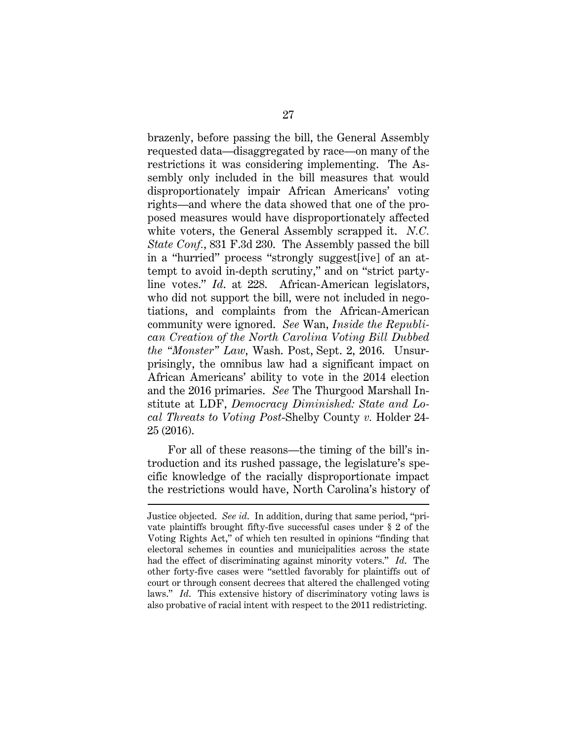brazenly, before passing the bill, the General Assembly requested data—disaggregated by race—on many of the restrictions it was considering implementing. The Assembly only included in the bill measures that would disproportionately impair African Americans' voting rights—and where the data showed that one of the proposed measures would have disproportionately affected white voters, the General Assembly scrapped it. *N.C. State Conf.*, 831 F.3d 230. The Assembly passed the bill in a "hurried" process "strongly suggest[ive] of an attempt to avoid in-depth scrutiny," and on "strict party-line votes." *Id.* at 228. African-American legislators, who did not support the bill, were not included in negotiations, and complaints from the African-American community were ignored. *See* Wan, *Inside the Republican Creation of the North Carolina Voting Bill Dubbed the "Monster" Law*, Wash. Post, Sept. 2, 2016. Unsurprisingly, the omnibus law had a significant impact on African Americans' ability to vote in the 2014 election and the 2016 primaries. *See* The Thurgood Marshall Institute at LDF, *Democracy Diminished: State and Local Threats to Voting Post-*Shelby County *v.* Holder 24-25 (2016).

For all of these reasons—the timing of the bill's introduction and its rushed passage, the legislature's specific knowledge of the racially disproportionate impact the restrictions would have, North Carolina's history of

---

Justice objected. *See id*. In addition, during that same period, "private plaintiffs brought fifty-five successful cases under § 2 of the Voting Rights Act," of which ten resulted in opinions "finding that electoral schemes in counties and municipalities across the state had the effect of discriminating against minority voters." *Id.* The other forty-five cases were "settled favorably for plaintiffs out of court or through consent decrees that altered the challenged voting laws." *Id.* This extensive history of discriminatory voting laws is also probative of racial intent with respect to the 2011 redistricting.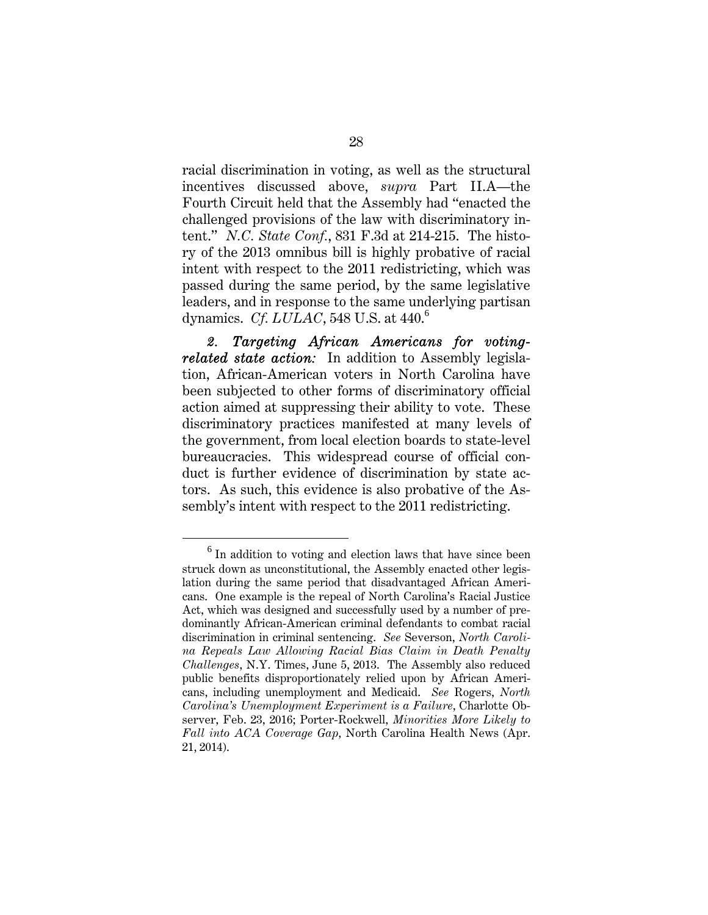racial discrimination in voting, as well as the structural incentives discussed above, *supra* Part II.A—the Fourth Circuit held that the Assembly had "enacted the challenged provisions of the law with discriminatory intent." *N.C. State Conf.*, 831 F.3d at 214-215. The history of the 2013 omnibus bill is highly probative of racial intent with respect to the 2011 redistricting, which was passed during the same period, by the same legislative leaders, and in response to the same underlying partisan dynamics. *Cf. LULAC*, 548 U.S. at 440.[6]

***2. Targeting African Americans for voting-related state action:*** In addition to Assembly legislation, African-American voters in North Carolina have been subjected to other forms of discriminatory official action aimed at suppressing their ability to vote. These discriminatory practices manifested at many levels of the government, from local election boards to state-level bureaucracies. This widespread course of official conduct is further evidence of discrimination by state actors. As such, this evidence is also probative of the Assembly's intent with respect to the 2011 redistricting.

---

[6] In addition to voting and election laws that have since been struck down as unconstitutional, the Assembly enacted other legislation during the same period that disadvantaged African Americans. One example is the repeal of North Carolina's Racial Justice Act, which was designed and successfully used by a number of predominantly African-American criminal defendants to combat racial discrimination in criminal sentencing. *See* Severson, *North Carolina Repeals Law Allowing Racial Bias Claim in Death Penalty Challenges*, N.Y. Times, June 5, 2013. The Assembly also reduced public benefits disproportionately relied upon by African Americans, including unemployment and Medicaid. *See* Rogers, *North Carolina's Unemployment Experiment is a Failure*, Charlotte Observer, Feb. 23, 2016; Porter-Rockwell, *Minorities More Likely to Fall into ACA Coverage Gap*, North Carolina Health News (Apr. 21, 2014).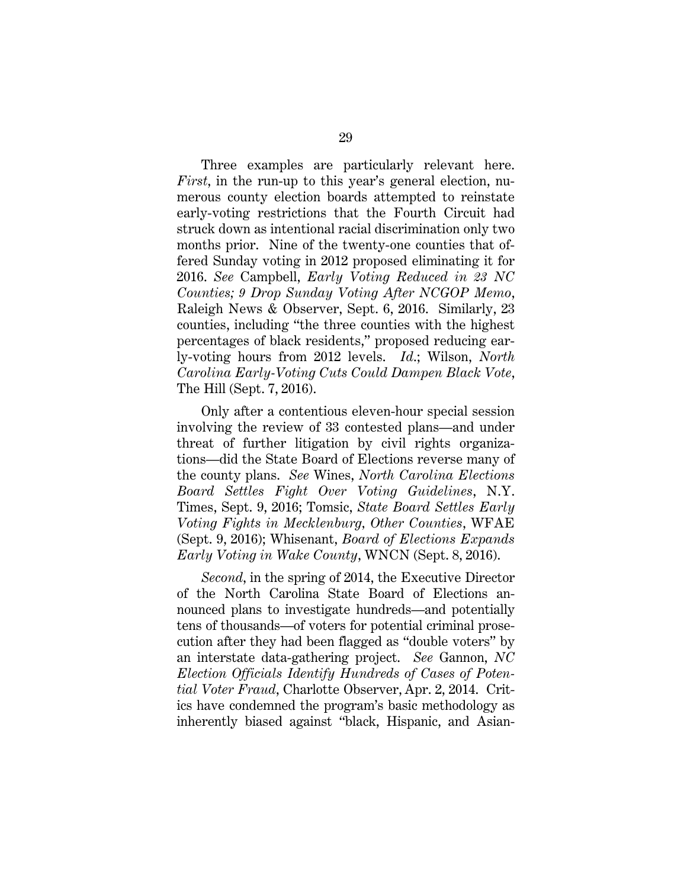Three examples are particularly relevant here. *First*, in the run-up to this year's general election, numerous county election boards attempted to reinstate early-voting restrictions that the Fourth Circuit had struck down as intentional racial discrimination only two months prior. Nine of the twenty-one counties that offered Sunday voting in 2012 proposed eliminating it for 2016. *See* Campbell, *Early Voting Reduced in 23 NC Counties; 9 Drop Sunday Voting After NCGOP Memo*, Raleigh News & Observer, Sept. 6, 2016. Similarly, 23 counties, including "the three counties with the highest percentages of black residents," proposed reducing early-voting hours from 2012 levels. *Id.*; Wilson, *North Carolina Early-Voting Cuts Could Dampen Black Vote*, The Hill (Sept. 7, 2016).

Only after a contentious eleven-hour special session involving the review of 33 contested plans—and under threat of further litigation by civil rights organizations—did the State Board of Elections reverse many of the county plans. *See* Wines, *North Carolina Elections Board Settles Fight Over Voting Guidelines*, N.Y. Times, Sept. 9, 2016; Tomsic, *State Board Settles Early Voting Fights in Mecklenburg, Other Counties*, WFAE (Sept. 9, 2016); Whisenant, *Board of Elections Expands Early Voting in Wake County*, WNCN (Sept. 8, 2016).

*Second*, in the spring of 2014, the Executive Director of the North Carolina State Board of Elections announced plans to investigate hundreds—and potentially tens of thousands—of voters for potential criminal prosecution after they had been flagged as "double voters" by an interstate data-gathering project. *See* Gannon, *NC Election Officials Identify Hundreds of Cases of Potential Voter Fraud*, Charlotte Observer, Apr. 2, 2014. Critics have condemned the program's basic methodology as inherently biased against "black, Hispanic, and Asian-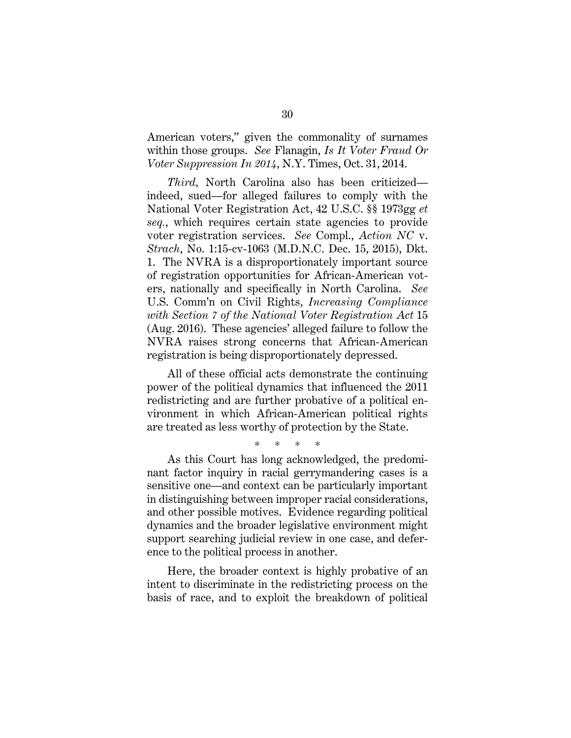American voters," given the commonality of surnames within those groups. *See* Flanagin, *Is It Voter Fraud Or Voter Suppression In 2014*, N.Y. Times, Oct. 31, 2014.

*Third,* North Carolina also has been criticized—indeed, sued—for alleged failures to comply with the National Voter Registration Act, 42 U.S.C. §§ 1973gg *et seq.*, which requires certain state agencies to provide voter registration services. *See* Compl., *Action NC* v. *Strach*, No. 1:15-cv-1063 (M.D.N.C. Dec. 15, 2015), Dkt. 1. The NVRA is a disproportionately important source of registration opportunities for African-American voters, nationally and specifically in North Carolina. *See* U.S. Comm'n on Civil Rights, *Increasing Compliance with Section 7 of the National Voter Registration Act* 15 (Aug. 2016). These agencies' alleged failure to follow the NVRA raises strong concerns that African-American registration is being disproportionately depressed.

All of these official acts demonstrate the continuing power of the political dynamics that influenced the 2011 redistricting and are further probative of a political environment in which African-American political rights are treated as less worthy of protection by the State.

\* \* \* \*

As this Court has long acknowledged, the predominant factor inquiry in racial gerrymandering cases is a sensitive one—and context can be particularly important in distinguishing between improper racial considerations, and other possible motives. Evidence regarding political dynamics and the broader legislative environment might support searching judicial review in one case, and deference to the political process in another.

Here, the broader context is highly probative of an intent to discriminate in the redistricting process on the basis of race, and to exploit the breakdown of political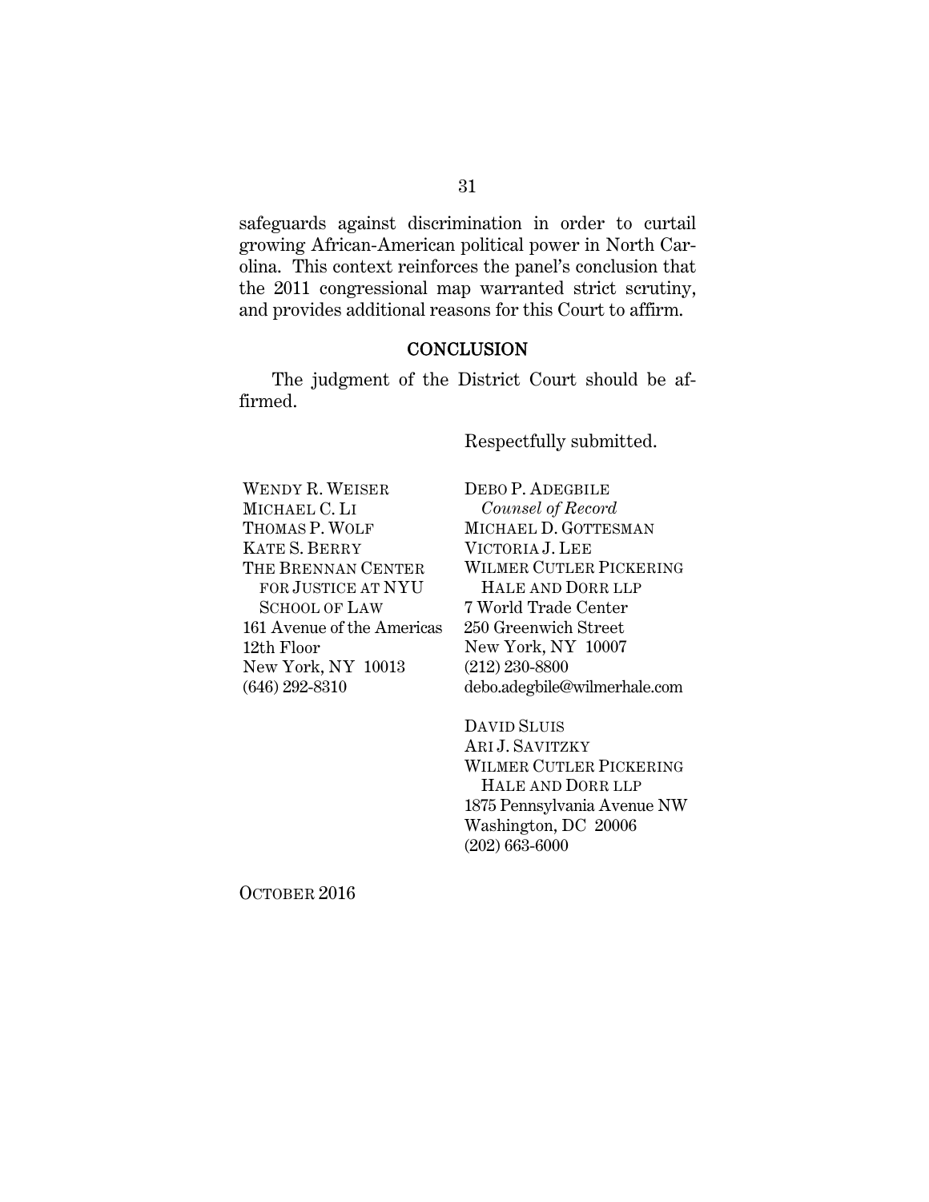safeguards against discrimination in order to curtail growing African-American political power in North Carolina. This context reinforces the panel's conclusion that the 2011 congressional map warranted strict scrutiny, and provides additional reasons for this Court to affirm.

## CONCLUSION

The judgment of the District Court should be affirmed.

Respectfully submitted.

WENDY R. WEISER
MICHAEL C. LI
THOMAS P. WOLF
KATE S. BERRY
THE BRENNAN CENTER FOR JUSTICE AT NYU SCHOOL OF LAW
161 Avenue of the Americas
12th Floor
New York, NY 10013
(646) 292-8310

DEBO P. ADEGBILE
*Counsel of Record*
MICHAEL D. GOTTESMAN
VICTORIA J. LEE
WILMER CUTLER PICKERING HALE AND DORR LLP
7 World Trade Center
250 Greenwich Street
New York, NY 10007
(212) 230-8800
debo.adegbile@wilmerhale.com

DAVID SLUIS
ARI J. SAVITZKY
WILMER CUTLER PICKERING HALE AND DORR LLP
1875 Pennsylvania Avenue NW
Washington, DC 20006
(202) 663-6000

OCTOBER 2016